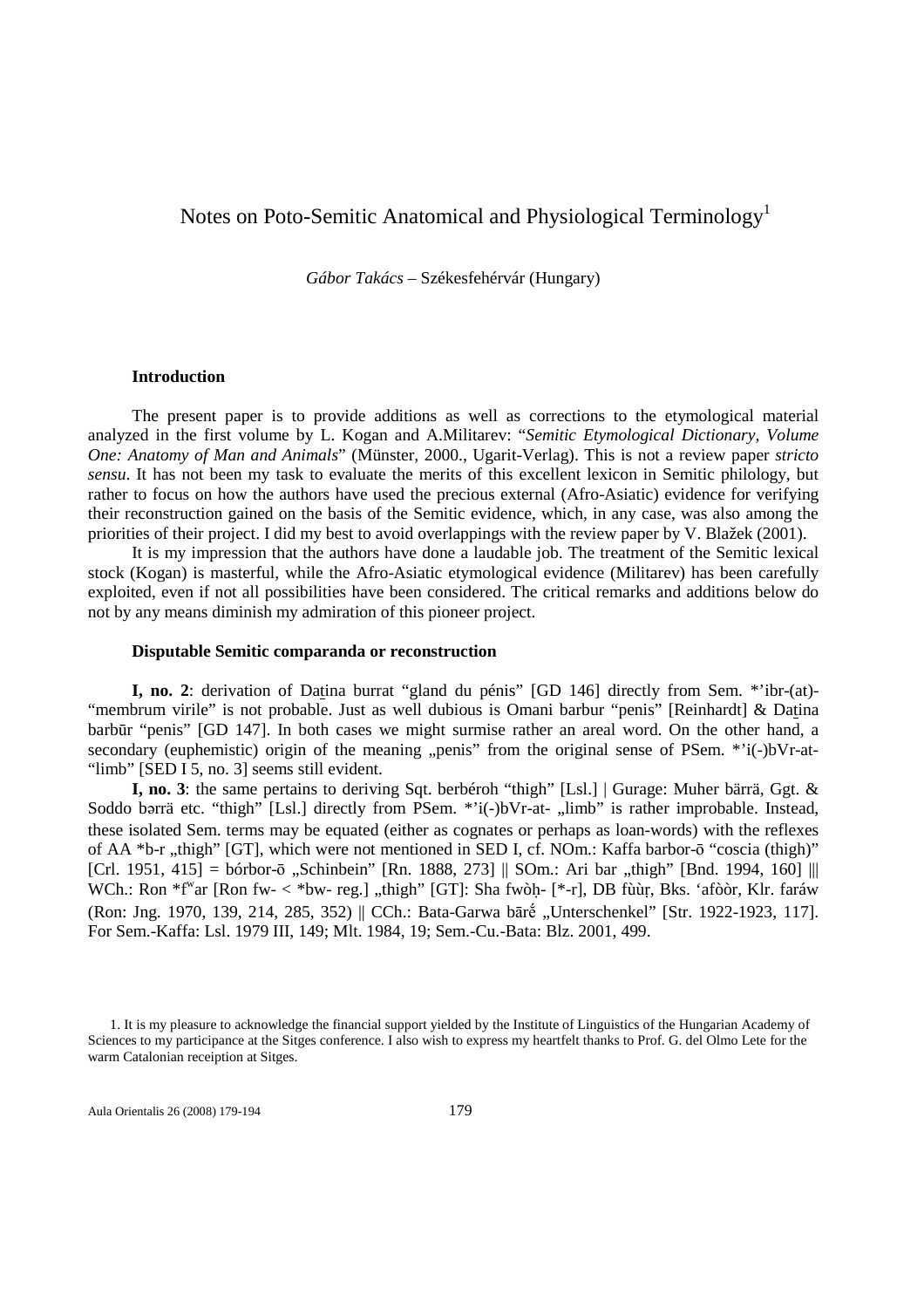# Notes on Poto-Semitic Anatomical and Physiological Terminology[1]

*Gábor Takács* – Székesfehérvár (Hungary)

## Introduction

The present paper is to provide additions as well as corrections to the etymological material analyzed in the first volume by L. Kogan and A.Militarev: "*Semitic Etymological Dictionary, Volume One: Anatomy of Man and Animals*" (Münster, 2000., Ugarit-Verlag). This is not a review paper *stricto sensu*. It has not been my task to evaluate the merits of this excellent lexicon in Semitic philology, but rather to focus on how the authors have used the precious external (Afro-Asiatic) evidence for verifying their reconstruction gained on the basis of the Semitic evidence, which, in any case, was also among the priorities of their project. I did my best to avoid overlappings with the review paper by V. Blažek (2001).

It is my impression that the authors have done a laudable job. The treatment of the Semitic lexical stock (Kogan) is masterful, while the Afro-Asiatic etymological evidence (Militarev) has been carefully exploited, even if not all possibilities have been considered. The critical remarks and additions below do not by any means diminish my admiration of this pioneer project.

## Disputable Semitic comparanda or reconstruction

**I, no. 2**: derivation of Daṯina burrat "gland du pénis" [GD 146] directly from Sem. *'ibr-(at)- "membrum virile" is not probable. Just as well dubious is Omani barbur "penis" [Reinhardt] & Daṯina barbūr "penis" [GD 147]. In both cases we might surmise rather an areal word. On the other hand, a secondary (euphemistic) origin of the meaning „penis" from the original sense of PSem. *'i(-)bVr-at- "limb" [SED I 5, no. 3] seems still evident.

**I, no. 3**: the same pertains to deriving Sqt. berbéroh "thigh" [Lsl.] | Gurage: Muher bärrä, Ggt. & Soddo bərrä etc. "thigh" [Lsl.] directly from PSem. *'i(-)bVr-at- „limb" is rather improbable. Instead, these isolated Sem. terms may be equated (either as cognates or perhaps as loan-words) with the reflexes of AA *b-r „thigh" [GT], which were not mentioned in SED I, cf. NOm.: Kaffa barbor-ō "coscia (thigh)" [Crl. 1951, 415] = bórbor-ō „Schinbein" [Rn. 1888, 273] || SOm.: Ari bar „thigh" [Bnd. 1994, 160] ||| WCh.: Ron *f$^w$ar [Ron fw- < *bw- reg.] „thigh" [GT]: Sha fwòḥ- [*-r], DB fùùṛ, Bks. 'afòòr, Klr. faráw (Ron: Jng. 1970, 139, 214, 285, 352) || CCh.: Bata-Garwa bārḗ „Unterschenkel" [Str. 1922-1923, 117]. For Sem.-Kaffa: Lsl. 1979 III, 149; Mlt. 1984, 19; Sem.-Cu.-Bata: Blz. 2001, 499.

1. It is my pleasure to acknowledge the financial support yielded by the Institute of Linguistics of the Hungarian Academy of Sciences to my participance at the Sitges conference. I also wish to express my heartfelt thanks to Prof. G. del Olmo Lete for the warm Catalonian receiption at Sitges.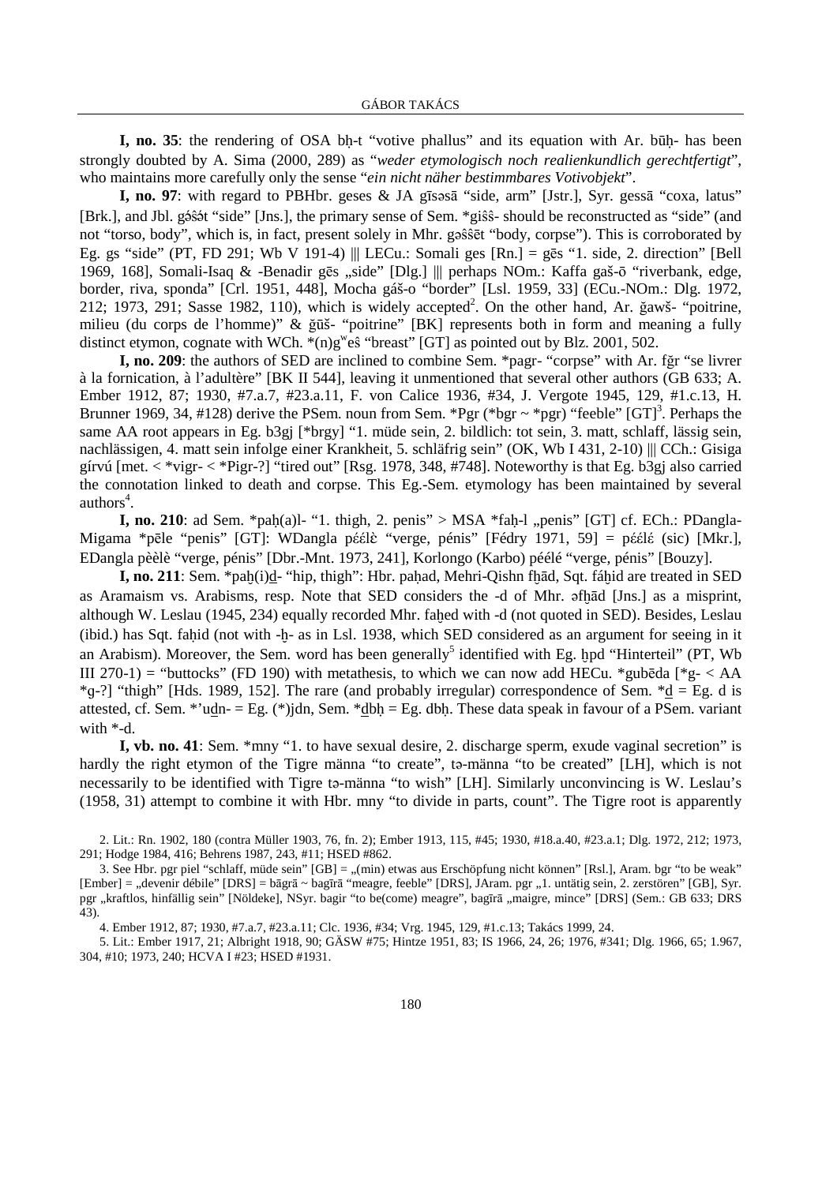**I, no. 35**: the rendering of OSA bḥ-t "votive phallus" and its equation with Ar. būḥ- has been strongly doubted by A. Sima (2000, 289) as "*weder etymologisch noch realienkundlich gerechtfertigt*", who maintains more carefully only the sense "*ein nicht näher bestimmbares Votivobjekt*".

**I, no. 97**: with regard to PBHbr. geses & JA gīsəsā "side, arm" [Jstr.], Syr. gessā "coxa, latus" [Brk.], and Jbl. gə́ŝə́t "side" [Jns.], the primary sense of Sem. *giŝŝ- should be reconstructed as "side" (and not "torso, body", which is, in fact, present solely in Mhr. gəŝŝēt "body, corpse"). This is corroborated by Eg. gs "side" (PT, FD 291; Wb V 191-4) ||| LECu.: Somali ges [Rn.] = gēs "1. side, 2. direction" [Bell 1969, 168], Somali-Isaq & -Benadir gēs „side" [Dlg.] ||| perhaps NOm.: Kaffa gaš-ō "riverbank, edge, border, riva, sponda" [Crl. 1951, 448], Mocha gáš-o "border" [Lsl. 1959, 33] (ECu.-NOm.: Dlg. 1972, 212; 1973, 291; Sasse 1982, 110), which is widely accepted[2]. On the other hand, Ar. ǧawš- "poitrine, milieu (du corps de l'homme)" & ǧūš- "poitrine" [BK] represents both in form and meaning a fully distinct etymon, cognate with WCh. *(n)g$^w$eŝ "breast" [GT] as pointed out by Blz. 2001, 502.

**I, no. 209**: the authors of SED are inclined to combine Sem. *pagr- "corpse" with Ar. fǧr "se livrer à la fornication, à l'adultère" [BK II 544], leaving it unmentioned that several other authors (GB 633; A. Ember 1912, 87; 1930, #7.a.7, #23.a.11, F. von Calice 1936, #34, J. Vergote 1945, 129, #1.c.13, H. Brunner 1969, 34, #128) derive the PSem. noun from Sem. *Pgr (*bgr ~ *pgr) "feeble" [GT][3]. Perhaps the same AA root appears in Eg. b3gj [*brgy] "1. müde sein, 2. bildlich: tot sein, 3. matt, schlaff, lässig sein, nachlässigen, 4. matt sein infolge einer Krankheit, 5. schläfrig sein" (OK, Wb I 431, 2-10) ||| CCh.: Gisiga gírvú [met. < *vigr- < *Pigr-?] "tired out" [Rsg. 1978, 348, #748]. Noteworthy is that Eg. b3gj also carried the connotation linked to death and corpse. This Eg.-Sem. etymology has been maintained by several authors[4].

**I, no. 210**: ad Sem. *paḥ(a)l- "1. thigh, 2. penis" > MSA *faḥ-l „penis" [GT] cf. ECh.: PDangla-Migama *pēle "penis" [GT]: WDangla pɛ́ɛ́lè "verge, pénis" [Fédry 1971, 59] = pɛ́ɛ́lɛ́ (sic) [Mkr.], EDangla pèèlè "verge, pénis" [Dbr.-Mnt. 1973, 241], Korlongo (Karbo) péélé "verge, pénis" [Bouzy].

**I, no. 211**: Sem. *paḫ(i)ḏ- "hip, thigh": Hbr. paḥad, Mehri-Qishn fḫād, Sqt. fáḫid are treated in SED as Aramaism vs. Arabisms, resp. Note that SED considers the -d of Mhr. əfḫād [Jns.] as a misprint, although W. Leslau (1945, 234) equally recorded Mhr. faḫed with -d (not quoted in SED). Besides, Leslau (ibid.) has Sqt. faḥid (not with -ḫ- as in Lsl. 1938, which SED considered as an argument for seeing in it an Arabism). Moreover, the Sem. word has been generally[5] identified with Eg. ḫpd "Hinterteil" (PT, Wb III 270-1) = "buttocks" (FD 190) with metathesis, to which we can now add HECu. *gubēda [*g- < AA *ġ-?] "thigh" [Hds. 1989, 152]. The rare (and probably irregular) correspondence of Sem. *ḏ = Eg. d is attested, cf. Sem. *'uḏn- = Eg. (*)jdn, Sem. *ḏbḥ = Eg. dbḥ. These data speak in favour of a PSem. variant with *-d.

**I, vb. no. 41**: Sem. *mny "1. to have sexual desire, 2. discharge sperm, exude vaginal secretion" is hardly the right etymon of the Tigre männa "to create", tə-männa "to be created" [LH], which is not necessarily to be identified with Tigre tə-männa "to wish" [LH]. Similarly unconvincing is W. Leslau's (1958, 31) attempt to combine it with Hbr. mny "to divide in parts, count". The Tigre root is apparently

---

2. Lit.: Rn. 1902, 180 (contra Müller 1903, 76, fn. 2); Ember 1913, 115, #45; 1930, #18.a.40, #23.a.1; Dlg. 1972, 212; 1973, 291; Hodge 1984, 416; Behrens 1987, 243, #11; HSED #862.

3. See Hbr. pgr piel "schlaff, müde sein" [GB] = „(min) etwas aus Erschöpfung nicht können" [Rsl.], Aram. bgr "to be weak" [Ember] = „devenir débile" [DRS] = bāgrā ~ bagīrā "meagre, feeble" [DRS], JAram. pgr „1. untätig sein, 2. zerstören" [GB], Syr. pgr „kraftlos, hinfällig sein" [Nöldeke], NSyr. bagir "to be(come) meagre", bagīrā „maigre, mince" [DRS] (Sem.: GB 633; DRS 43).

4. Ember 1912, 87; 1930, #7.a.7, #23.a.11; Clc. 1936, #34; Vrg. 1945, 129, #1.c.13; Takács 1999, 24.

5. Lit.: Ember 1917, 21; Albright 1918, 90; GÄSW #75; Hintze 1951, 83; IS 1966, 24, 26; 1976, #341; Dlg. 1966, 65; 1.967, 304, #10; 1973, 240; HCVA I #23; HSED #1931.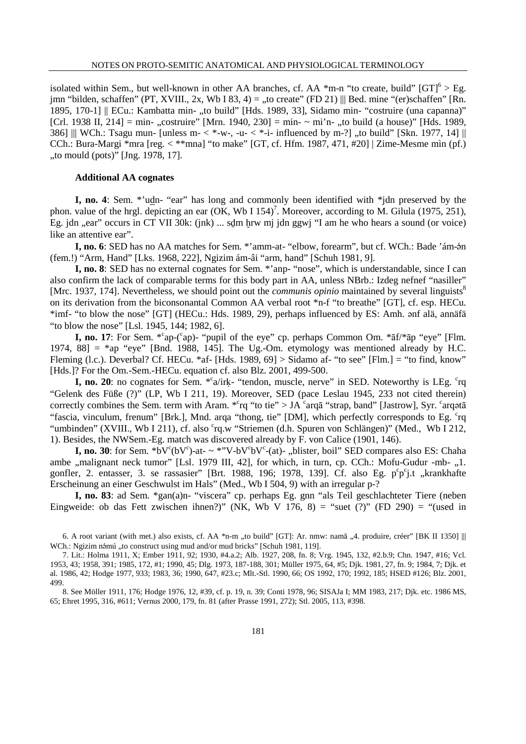isolated within Sem., but well-known in other AA branches, cf. AA *m-n "to create, build" [GT][6] > Eg. jmn "bilden, schaffen" (PT, XVIII., 2x, Wb I 83, 4) = „to create" (FD 21) ||| Bed. mine "(er)schaffen" [Rn. 1895, 170-1] || ECu.: Kambatta min- „to build" [Hds. 1989, 33], Sidamo min- "costruire (una capanna)" [Crl. 1938 II, 214] = min- „costruire" [Mrn. 1940, 230] = min- ~ mi'n- „to build (a house)" [Hds. 1989, 386] ||| WCh.: Tsagu mun- [unless m- < *-w-, -u- < *-i- influenced by m-?] „to build" [Skn. 1977, 14] || CCh.: Bura-Margi *mra [reg. < **mna] "to make" [GT, cf. Hfm. 1987, 471, #20] | Zime-Mesme mìn (pf.) „to mould (pots)" [Jng. 1978, 17].

### Additional AA cognates

**I, no. 4**: Sem. *'uḏn- "ear" has long and commonly been identified with *jdn preserved by the phon. value of the hrgl. depicting an ear (OK, Wb I 154)[7]. Moreover, according to M. Gilula (1975, 251), Eg. jdn „ear" occurs in CT VII 30k: (jnk) ... sḏm ḫrw mj jdn ggwj "I am he who hears a sound (or voice) like an attentive ear".

**I, no. 6**: SED has no AA matches for Sem. *'amm-at- "elbow, forearm", but cf. WCh.: Bade 'ám-ə́n (fem.!) "Arm, Hand" [Lks. 1968, 222], Ngizim ám-âi "arm, hand" [Schuh 1981, 9].

**I, no. 8**: SED has no external cognates for Sem. *'anp- "nose", which is understandable, since I can also confirm the lack of comparable terms for this body part in AA, unless NBrb.: Izdeg nefnef "nasiller" [Mrc. 1937, 174]. Nevertheless, we should point out the *communis opinio* maintained by several linguists[8] on its derivation from the biconsonantal Common AA verbal root *n-f "to breathe" [GT], cf. esp. HECu. *imf- "to blow the nose" [GT] (HECu.: Hds. 1989, 29), perhaps influenced by ES: Amh. ənf alä, annäfä "to blow the nose" [Lsl. 1945, 144; 1982, 6].

**I, no. 17**: For Sem. *ᶜap-(ᶜap)- "pupil of the eye" cp. perhaps Common Om. *āf/*āp "eye" [Flm. 1974, 88] = *ap "eye" [Bnd. 1988, 145]. The Ug.-Om. etymology was mentioned already by H.C. Fleming (l.c.). Deverbal? Cf. HECu. *af- [Hds. 1989, 69] > Sidamo af- "to see" [Flm.] = "to find, know" [Hds.]? For the Om.-Sem.-HECu. equation cf. also Blz. 2001, 499-500.

**I, no. 20**: no cognates for Sem. *ᶜa/irḳ- "tendon, muscle, nerve" in SED. Noteworthy is LEg. ᶜrq "Gelenk des Füße (?)" (LP, Wb I 211, 19). Moreover, SED (pace Leslau 1945, 233 not cited therein) correctly combines the Sem. term with Aram. *ᶜrq "to tie" > JA ᶜarqā "strap, band" [Jastrow], Syr. ᶜarqətā "fascia, vinculum, frenum" [Brk.], Mnd. arqa "thong, tie" [DM], which perfectly corresponds to Eg. ᶜrq "umbinden" (XVIII., Wb I 211), cf. also ᶜrq.w "Striemen (d.h. Spuren von Schlängen)" (Med., Wb I 212, 1). Besides, the NWSem.-Eg. match was discovered already by F. von Calice (1901, 146).

**I, no. 30**: for Sem. *bVᶜ(bVᶜ)-at- ~ *'V-bVᶜbVᶜ-(at)- „blister, boil" SED compares also ES: Chaha ambe „malignant neck tumor" [Lsl. 1979 III, 42], for which, in turn, cp. CCh.: Mofu-Gudur -mb- „1. gonfler, 2. entasser, 3. se rassasier" [Brt. 1988, 196; 1978, 139]. Cf. also Eg. pᶜpᶜj.t „krankhafte Erscheinung an einer Geschwulst im Hals" (Med., Wb I 504, 9) with an irregular p-?

**I, no. 83**: ad Sem. *gan(a)n- "viscera" cp. perhaps Eg. gnn "als Teil geschlachteter Tiere (neben Eingweide: ob das Fett zwischen ihnen?)" (NK, Wb V 176, 8) = "suet (?)" (FD 290) = "(used in

---

6. A root variant (with met.) also exists, cf. AA *n-m „to build" [GT]: Ar. nmw: namā „4. produire, créer" [BK II 1350] ||| WCh.: Ngizim nə́mú „to construct using mud and/or mud bricks" [Schuh 1981, 119].

7. Lit.: Holma 1911, X; Ember 1911, 92; 1930, #4.a.2; Alb. 1927, 208, fn. 8; Vrg. 1945, 132, #2.b.9; Chn. 1947, #16; Vcl. 1953, 43; 1958, 391; 1985, 172, #1; 1990, 45; Dlg. 1973, 187-188, 301; Müller 1975, 64, #5; Djk. 1981, 27, fn. 9; 1984, 7; Djk. et al. 1986, 42; Hodge 1977, 933; 1983, 36; 1990, 647, #23.c; Mlt.-Stl. 1990, 66; OS 1992, 170; 1992, 185; HSED #126; Blz. 2001, 499.

8. See Möller 1911, 176; Hodge 1976, 12, #39, cf. p. 19, n. 39; Conti 1978, 96; SISAJa I; MM 1983, 217; Djk. etc. 1986 MS, 65; Ehret 1995, 316, #611; Vernus 2000, 179, fn. 81 (after Prasse 1991, 272); Stl. 2005, 113, #398.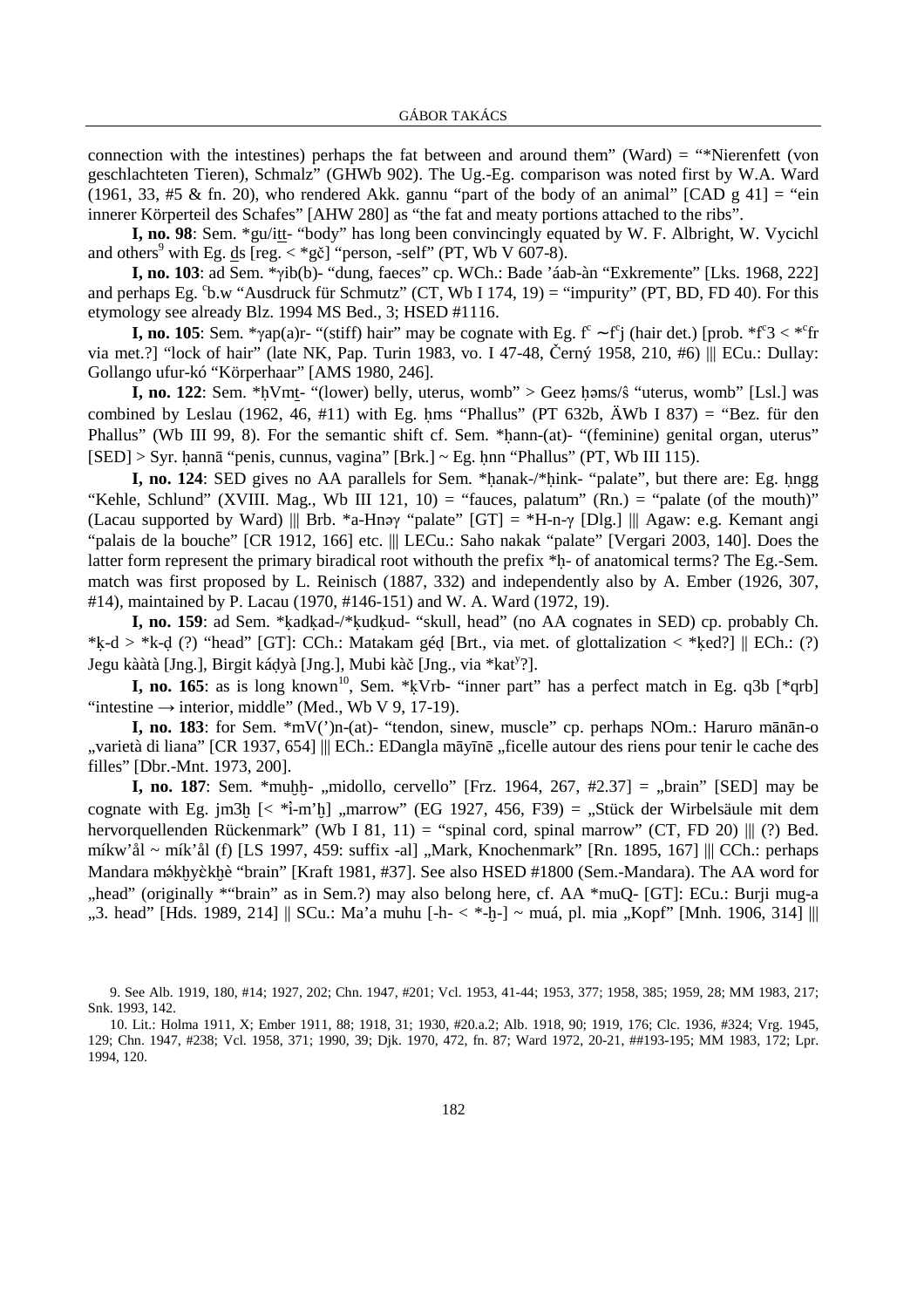connection with the intestines) perhaps the fat between and around them" (Ward) = "*Nierenfett (von geschlachteten Tieren), Schmalz" (GHWb 902). The Ug.-Eg. comparison was noted first by W.A. Ward (1961, 33, #5 & fn. 20), who rendered Akk. gannu "part of the body of an animal" [CAD g 41] = "ein innerer Körperteil des Schafes" [AHW 280] as "the fat and meaty portions attached to the ribs".

**I, no. 98**: Sem. *gu/iṯṯ- "body" has long been convincingly equated by W. F. Albright, W. Vycichl and others[9] with Eg. ḏs [reg. < *gč] "person, -self" (PT, Wb V 607-8).

**I, no. 103**: ad Sem. *γib(b)- "dung, faeces" cp. WCh.: Bade ʼáab-àn "Exkremente" [Lks. 1968, 222] and perhaps Eg. ᶜb.w "Ausdruck für Schmutz" (CT, Wb I 174, 19) = "impurity" (PT, BD, FD 40). For this etymology see already Blz. 1994 MS Bed., 3; HSED #1116.

**I, no. 105**: Sem. *γap(a)r- "(stiff) hair" may be cognate with Eg. fᶜ ∼ fᶜj (hair det.) [prob. *fᶜ3 < *ᶜfr via met.?] "lock of hair" (late NK, Pap. Turin 1983, vo. I 47-48, Černý 1958, 210, #6) ||| ECu.: Dullay: Gollango ufur-kó "Körperhaar" [AMS 1980, 246].

**I, no. 122**: Sem. *ḥVmṯ- "(lower) belly, uterus, womb" > Geez ḥəms/ŝ "uterus, womb" [Lsl.] was combined by Leslau (1962, 46, #11) with Eg. ḥms "Phallus" (PT 632b, ÄWb I 837) = "Bez. für den Phallus" (Wb III 99, 8). For the semantic shift cf. Sem. *ḥann-(at)- "(feminine) genital organ, uterus" [SED] > Syr. ḥannā "penis, cunnus, vagina" [Brk.] ~ Eg. ḥnn "Phallus" (PT, Wb III 115).

**I, no. 124**: SED gives no AA parallels for Sem. *ḥanak-/*ḥink- "palate", but there are: Eg. ḥngg "Kehle, Schlund" (XVIII. Mag., Wb III 121, 10) = "fauces, palatum" (Rn.) = "palate (of the mouth)" (Lacau supported by Ward) ||| Brb. *a-Hnəγ "palate" [GT] = *H-n-γ [Dlg.] ||| Agaw: e.g. Kemant angi "palais de la bouche" [CR 1912, 166] etc. ||| LECu.: Saho nakak "palate" [Vergari 2003, 140]. Does the latter form represent the primary biradical root withouth the prefix *ḥ- of anatomical terms? The Eg.-Sem. match was first proposed by L. Reinisch (1887, 332) and independently also by A. Ember (1926, 307, #14), maintained by P. Lacau (1970, #146-151) and W. A. Ward (1972, 19).

**I, no. 159**: ad Sem. *ḳadḳad-/*ḳudḳud- "skull, head" (no AA cognates in SED) cp. probably Ch. *ḳ-d > *k-ḍ (?) "head" [GT]: CCh.: Matakam géḍ [Brt., via met. of glottalization < *ḳed?] || ECh.: (?) Jegu kààtà [Jng.], Birgit káḍyà [Jng.], Mubi kàč [Jng., via *katʸ?].

**I, no. 165**: as is long known[10], Sem. *ḳVrb- "inner part" has a perfect match in Eg. q3b [*qrb] "intestine → interior, middle" (Med., Wb V 9, 17-19).

**I, no. 183**: for Sem. *mV(ʼ)n-(at)- "tendon, sinew, muscle" cp. perhaps NOm.: Haruro mānān-o „varietà di liana" [CR 1937, 654] ||| ECh.: EDangla māyīnē „ficelle autour des riens pour tenir le cache des filles" [Dbr.-Mnt. 1973, 200].

**I, no. 187**: Sem. *muḫḫ- „midollo, cervello" [Frz. 1964, 267, #2.37] = „brain" [SED] may be cognate with Eg. jm3ḫ [< *ỉ-m'ḫ] „marrow" (EG 1927, 456, F39) = „Stück der Wirbelsäule mit dem hervorquellenden Rückenmark" (Wb I 81, 11) = "spinal cord, spinal marrow" (CT, FD 20) ||| (?) Bed. míkw'ål ~ mík'ål (f) [LS 1997, 459: suffix -al] „Mark, Knochenmark" [Rn. 1895, 167] ||| CCh.: perhaps Mandara mə́kḫyὲkḫè "brain" [Kraft 1981, #37]. See also HSED #1800 (Sem.-Mandara). The AA word for „head" (originally *"brain" as in Sem.?) may also belong here, cf. AA *muQ- [GT]: ECu.: Burji mug-a „3. head" [Hds. 1989, 214] || SCu.: Ma'a muhu [-h- < *-ḫ-] ~ muá, pl. mia „Kopf" [Mnh. 1906, 314] |||

9. See Alb. 1919, 180, #14; 1927, 202; Chn. 1947, #201; Vcl. 1953, 41-44; 1953, 377; 1958, 385; 1959, 28; MM 1983, 217; Snk. 1993, 142.

10. Lit.: Holma 1911, X; Ember 1911, 88; 1918, 31; 1930, #20.a.2; Alb. 1918, 90; 1919, 176; Clc. 1936, #324; Vrg. 1945, 129; Chn. 1947, #238; Vcl. 1958, 371; 1990, 39; Djk. 1970, 472, fn. 87; Ward 1972, 20-21, ##193-195; MM 1983, 172; Lpr. 1994, 120.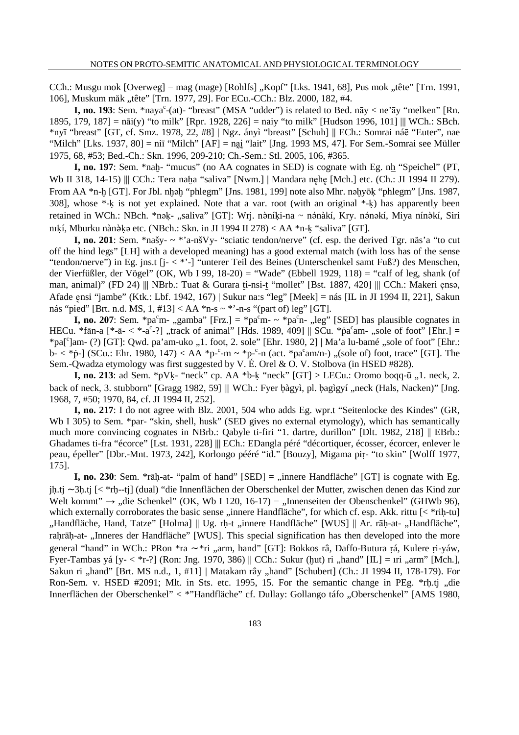CCh.: Musgu mok [Overweg] = mag (mage) [Rohlfs] „Kopf" [Lks. 1941, 68], Pus mok „tête" [Trn. 1991, 106], Muskum măk „tête" [Trn. 1977, 29]. For ECu.-CCh.: Blz. 2000, 182, #4.

**I, no. 193**: Sem. *nayaᶜ-(at)- "breast" (MSA "udder") is related to Bed. nāy < ne'āy "melken" [Rn. 1895, 179, 187] = nāi(y) "to milk" [Rpr. 1928, 226] = naiy "to milk" [Hudson 1996, 101] ||| WCh.: SBch. *nyī "breast" [GT, cf. Smz. 1978, 22, #8] | Ngz. ányì "breast" [Schuh] || ECh.: Somrai náē "Euter", nae "Milch" [Lks. 1937, 80] = niī "Milch" [AF] = na̰i̱ "lait" [Jng. 1993 MS, 47]. For Sem.-Somrai see Müller 1975, 68, #53; Bed.-Ch.: Skn. 1996, 209-210; Ch.-Sem.: Stl. 2005, 106, #365.

**I, no. 197**: Sem. *naẖ- "mucus" (no AA cognates in SED) is cognate with Eg. nẖ "Speichel" (PT, Wb II 318, 14-15) ||| CCh.: Tera naẖa "saliva" [Nwm.] | Mandara nẹẖẹ [Mch.] etc. (Ch.: JI 1994 II 279). From AA *n-ẖ [GT]. For Jbl. nẖəẖ "phlegm" [Jns. 1981, 199] note also Mhr. nəẖyōḳ "phlegm" [Jns. 1987, 308], whose *-ḳ is not yet explained. Note that a var. root (with an original *-ḳ) has apparently been retained in WCh.: NBch. *naḳ- „saliva" [GT]: Wrj. nə̀níḳi-na ~ nə́nàkí, Kry. nə́nəkí, Miya nínə̀kí, Siri nɪḳí, Mburku nànə̀ḳə etc. (NBch.: Skn. in JI 1994 II 278) < AA *n-ḳ "saliva" [GT].

**I, no. 201**: Sem. *našy- ~ *'a-nšVy- "sciatic tendon/nerve" (cf. esp. the derived Tgr. näs'a "to cut off the hind legs" [LH] with a developed meaning) has a good external match (with loss has of the sense "tendon/nerve") in Eg. jns.t [j- < *'-] "unterer Teil des Beines (Unterschenkel samt Fuß?) des Menschen, der Vierfüßler, der Vögel" (OK, Wb I 99, 18-20) = "Wade" (Ebbell 1929, 118) = "calf of leg, shank (of man, animal)" (FD 24) ||| NBrb.: Tuat & Gurara ṯi-nsi-ṯ "mollet" [Bst. 1887, 420] ||| CCh.: Makeri ẹnsə, Afade ẹnsi "jambe" (Ktk.: Lbf. 1942, 167) | Sukur na:s "leg" [Meek] = nás [IL in JI 1994 II, 221], Sakun nás "pied" [Brt. n.d. MS, 1, #13] < AA *n-s ~ *'-n-s "(part of) leg" [GT].

**I, no. 207**: Sem. *paᶜm- „gamba" [Frz.] = *paᶜm- ~ *paᶜn- „leg" [SED] has plausible cognates in HECu. *fān-a [*-ā- < *-aᶜ-?] „track of animal" [Hds. 1989, 409] || SCu. *ṗaᶜam- „sole of foot" [Ehr.] = *pa[ᶜ]am- (?) [GT]: Qwd. pa'am-uko „1. foot, 2. sole" [Ehr. 1980, 2] | Ma'a lu-bamé „sole of foot" [Ehr.: b- < *ṗ-] (SCu.: Ehr. 1980, 147) < AA *p-ᶜ-m ~ *p-ᶜ-n (act. *paᶜam/n-) „(sole of) foot, trace" [GT]. The Sem.-Qwadza etymology was first suggested by V. É. Orel & O. V. Stolbova (in HSED #828).

**I, no. 213**: ad Sem. *pVḳ- "neck" cp. AA *b-ḳ "neck" [GT] > LECu.: Oromo boqq-ū „1. neck, 2. back of neck, 3. stubborn" [Gragg 1982, 59] ||| WCh.: Fyer ɓàgyì, pl. ɓagìgyí „neck (Hals, Nacken)" [Jng. 1968, 7, #50; 1970, 84, cf. JI 1994 II, 252].

**I, no. 217**: I do not agree with Blz. 2001, 504 who adds Eg. wpr.t "Seitenlocke des Kindes" (GR, Wb I 305) to Sem. *par- "skin, shell, husk" (SED gives no external etymology), which has semantically much more convincing cognates in NBrb.: Qabyle ti-firi "1. dartre, durillon" [Dlt. 1982, 218] || EBrb.: Ghadames ti-fra "écorce" [Lst. 1931, 228] ||| ECh.: EDangla péré "décortiquer, écosser, écorcer, enlever le peau, épeller" [Dbr.-Mnt. 1973, 242], Korlongo pééré "id." [Bouzy], Migama piṛ- "to skin" [Wolff 1977, 175].

**I, no. 230**: Sem. *rāḥ-at- "palm of hand" [SED] = „innere Handfläche" [GT] is cognate with Eg. jḥ.tj ∼3ḥ.tj [< *rḥ--tj] (dual) "die Innenflächen der Oberschenkel der Mutter, zwischen denen das Kind zur Welt kommt" → „die Schenkel" (OK, Wb I 120, 16-17) = „Innenseiten der Obenschenkel" (GHWb 96), which externally corroborates the basic sense „innere Handfläche", for which cf. esp. Akk. rittu [< *riḥ-tu] „Handfläche, Hand, Tatze" [Holma] || Ug. rḥ-t „innere Handfläche" [WUS] || Ar. rāḥ-at- „Handfläche", raḥrāḥ-at- „Inneres der Handfläche" [WUS]. This special signification has then developed into the more general "hand" in WCh.: PRon *ra ∼*ri „arm, hand" [GT]: Bokkos râ, Daffo-Butura ṛá, Kulere ṛi-yáw, Fyer-Tambas yá [y- < *r-?] (Ron: Jng. 1970, 386) || CCh.: Sukur (ḫut) ri „hand" [IL] = ɪri „arm" [Mch.], Sakun ri „hand" [Brt. MS n.d., 1, #11] | Matakam rây „hand" [Schubert] (Ch.: JI 1994 II, 178-179). For Ron-Sem. v. HSED #2091; Mlt. in Sts. etc. 1995, 15. For the semantic change in PEg. *rḥ.tj „die Innerflächen der Oberschenkel" < *"Handfläche" cf. Dullay: Gollango táfo „Oberschenkel" [AMS 1980,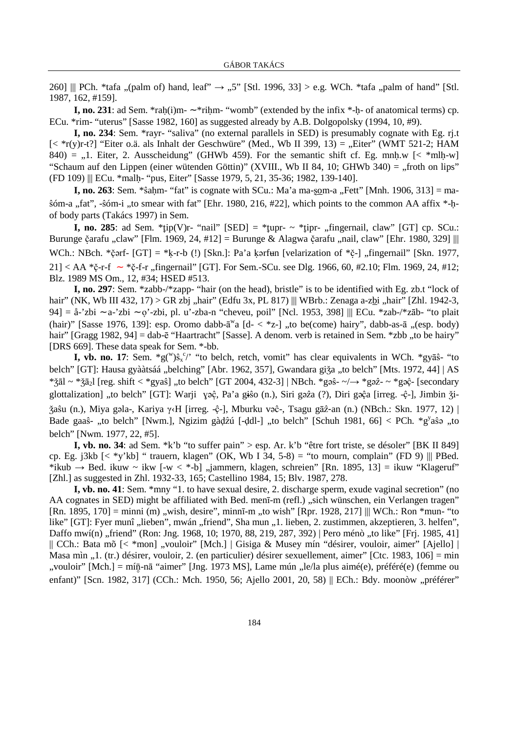260] ||| PCh. *tafa „(palm of) hand, leaf" → „5" [Stl. 1996, 33] > e.g. WCh. *tafa „palm of hand" [Stl. 1987, 162, #159].

**I, no. 231**: ad Sem. *raḥ(i)m- ∼*riḥm- "womb" (extended by the infix *-ḥ- of anatomical terms) cp. ECu. *rim- "uterus" [Sasse 1982, 160] as suggested already by A.B. Dolgopolsky (1994, 10, #9).

**I, no. 234**: Sem. *rayr- "saliva" (no external parallels in SED) is presumably cognate with Eg. rj.t [< *r(y)r-t?] "Eiter o.ä. als Inhalt der Geschwüre" (Med., Wb II 399, 13) = „Eiter" (WMT 521-2; HAM 840) = „1. Eiter, 2. Ausscheidung" (GHWb 459). For the semantic shift cf. Eg. mnḥ.w [< *mlḥ-w] "Schaum auf den Lippen (einer wütenden Göttin)" (XVIII., Wb II 84, 10; GHWb 340) = „froth on lips" (FD 109) ||| ECu. *malḥ- "pus, Eiter" [Sasse 1979, 5, 21, 35-36; 1982, 139-140].

**I, no. 263**: Sem. *ŝaḥm- "fat" is cognate with SCu.: Ma'a ma-s̱om-a „Fett" [Mnh. 1906, 313] = ma-ŝóm-a „fat", -ŝóm-i „to smear with fat" [Ehr. 1980, 216, #22], which points to the common AA affix *-ḥ- of body parts (Takács 1997) in Sem.

**I, no. 285**: ad Sem. *ṭip(V)r- "nail" [SED] = *ṭupr- ~ *ṭipr- „fingernail, claw" [GT] cp. SCu.: Burunge č̣arafu „claw" [Flm. 1969, 24, #12] = Burunge & Alagwa č̣arafu „nail, claw" [Ehr. 1980, 329] ||| WCh.: NBch. *č̣ərf- [GT] = *ḳ-r-b (!) [Skn.]: Pa'a ḳərfʉn [velarization of *č̣-] „fingernail" [Skn. 1977, 21] < AA *č̣-r-f ∼ *č̣-f-r „fingernail" [GT]. For Sem.-SCu. see Dlg. 1966, 60, #2.10; Flm. 1969, 24, #12; Blz. 1989 MS Om., 12, #34; HSED #513.

**I, no. 297**: Sem. *zabb-/*zapp- "hair (on the head), bristle" is to be identified with Eg. zb.t "lock of hair" (NK, Wb III 432, 17) > GR zbj „hair" (Edfu 3x, PL 817) ||| WBrb.: Zenaga a-zḇi „hair" [Zhl. 1942-3, 94] = å-'zbi ∼a-'zbi ∼ọ'-zbi, pl. u'-zba-n "cheveu, poil" [Ncl. 1953, 398] ||| ECu. *zab-/*zāb- "to plait (hair)" [Sasse 1976, 139]: esp. Oromo dabb-āʷa [d- < *z-] „to be(come) hairy", dabb-as-ā „(esp. body) hair" [Gragg 1982, 94] = dab-ē "Haartracht" [Sasse]. A denom. verb is retained in Sem. *zbb „to be hairy" [DRS 669]. These data speak for Sem. *-bb.

**I, vb. no. 17**: Sem. *g(ʷ)ŝₓᶜ/' "to belch, retch, vomit" has clear equivalents in WCh. *gyāŝ- "to belch" [GT]: Hausa gyààtsáá „belching" [Abr. 1962, 357], Gwandara giǯa „to belch" [Mts. 1972, 44] | AS *ǯāl ~ *ǯā₂l [reg. shift < *gyaŝ] „to belch" [GT 2004, 432-3] | NBch. *gəŝ- ~/→ *gəẑ- ~ *gəĉ̣- [secondary glottalization] „to belch" [GT]: Warji ɣəĉ̣, Pa'a gɨŝo (n.), Siri gəẑa (?), Diri gəĉ̣a [irreg. -ĉ̣-], Jimbin ǯi-ǯaŝu (n.), Miya gəla-, Kariya γ‹H [irreg. -ĉ̣-], Mburku vəĉ-, Tsagu gāẑ-an (n.) (NBch.: Skn. 1977, 12) | Bade gaaŝ- „to belch" [Nwm.], Ngizim gàḍẑú [-ḍdl-] „to belch" [Schuh 1981, 66] < PCh. *gʸaŝə „to belch" [Nwm. 1977, 22, #5].

**I, vb. no. 34**: ad Sem. *k'b "to suffer pain" > esp. Ar. k'b "être fort triste, se désoler" [BK II 849] cp. Eg. j3kb [< *y'kb] " trauern, klagen" (OK, Wb I 34, 5-8) = "to mourn, complain" (FD 9) ||| PBed. *ikub → Bed. ikuw ~ ikw [-w < *-b] „jammern, klagen, schreien" [Rn. 1895, 13] = ikuw "Klageruf" [Zhl.] as suggested in Zhl. 1932-33, 165; Castellino 1984, 15; Blv. 1987, 278.

**I, vb. no. 41**: Sem. *mny "1. to have sexual desire, 2. discharge sperm, exude vaginal secretion" (no AA cognates in SED) might be affiliated with Bed. menī-m (refl.) „sich wünschen, ein Verlangen tragen" [Rn. 1895, 170] = minni (m) „wish, desire", minnī-m „to wish" [Rpr. 1928, 217] ||| WCh.: Ron *mun- "to like" [GT]: Fyer munî „lieben", mwán „friend", Sha mun „1. lieben, 2. zustimmen, akzeptieren, 3. helfen", Daffo mwí(n) „friend" (Ron: Jng. 1968, 10; 1970, 88, 219, 287, 392) | Pero ménò „to like" [Frj. 1985, 41] || CCh.: Bata mõ [< *mon] „vouloir" [Mch.] | Gisiga & Musey mín "désirer, vouloir, aimer" [Ajello] | Masa mìn „1. (tr.) désirer, vouloir, 2. (en particulier) désirer sexuellement, aimer" [Ctc. 1983, 106] = min „vouloir" [Mch.] = míŋ̥-nā "aimer" [Jng. 1973 MS], Lame mún „le/la plus aimé(e), préféré(e) (femme ou enfant)" [Scn. 1982, 317] (CCh.: Mch. 1950, 56; Ajello 2001, 20, 58) || ECh.: Bdy. moonòw „préférer"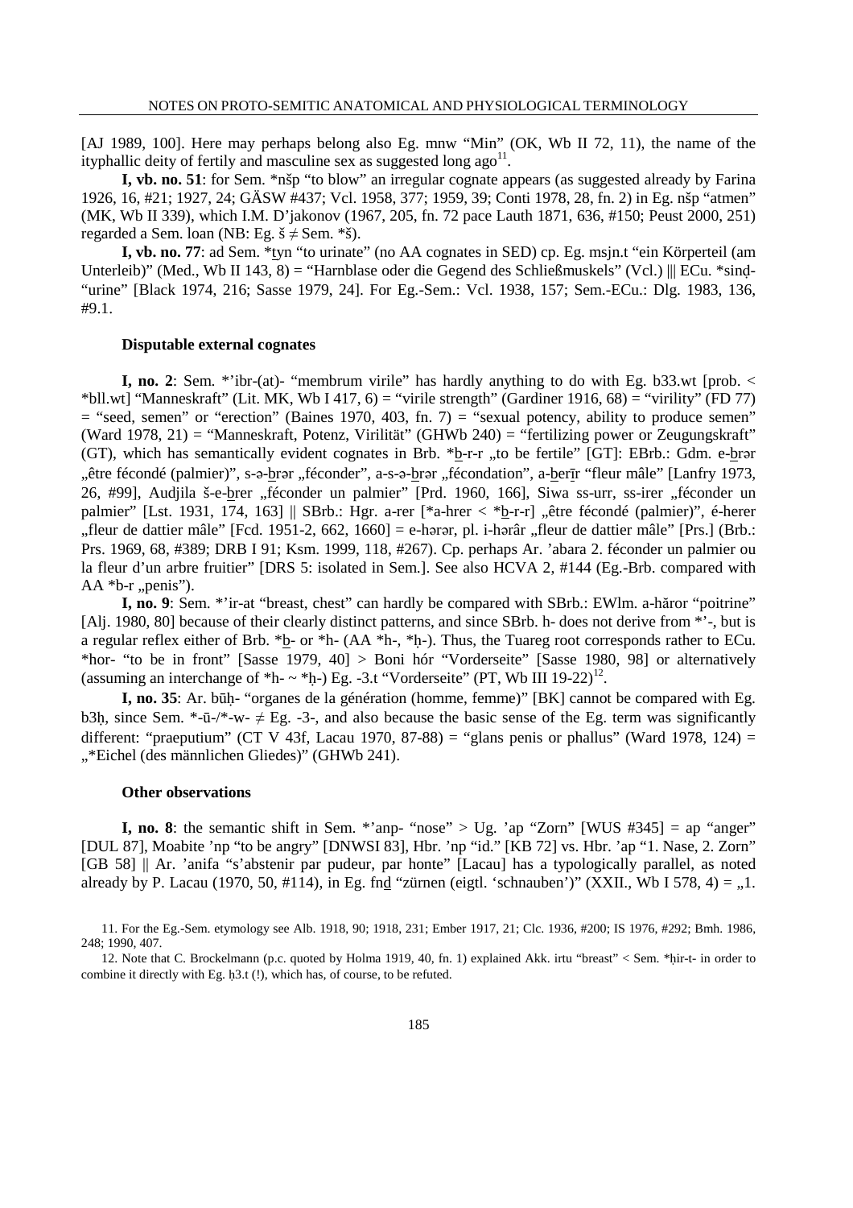[AJ 1989, 100]. Here may perhaps belong also Eg. mnw "Min" (OK, Wb II 72, 11), the name of the ityphallic deity of fertily and masculine sex as suggested long ago[11].

**I, vb. no. 51**: for Sem. *nšp "to blow" an irregular cognate appears (as suggested already by Farina 1926, 16, #21; 1927, 24; GÄSW #437; Vcl. 1958, 377; 1959, 39; Conti 1978, 28, fn. 2) in Eg. nšp "atmen" (MK, Wb II 339), which I.M. D'jakonov (1967, 205, fn. 72 pace Lauth 1871, 636, #150; Peust 2000, 251) regarded a Sem. loan (NB: Eg. š ≠ Sem. *š).

**I, vb. no. 77**: ad Sem. *ṯyn "to urinate" (no AA cognates in SED) cp. Eg. msjn.t "ein Körperteil (am Unterleib)" (Med., Wb II 143, 8) = "Harnblase oder die Gegend des Schließmuskels" (Vcl.) ||| ECu. *sinḍ- "urine" [Black 1974, 216; Sasse 1979, 24]. For Eg.-Sem.: Vcl. 1938, 157; Sem.-ECu.: Dlg. 1983, 136, #9.1.

#### Disputable external cognates

**I, no. 2**: Sem. *'ibr-(at)- "membrum virile" has hardly anything to do with Eg. b33.wt [prob. < *bll.wt] "Manneskraft" (Lit. MK, Wb I 417, 6) = "virile strength" (Gardiner 1916, 68) = "virility" (FD 77) = "seed, semen" or "erection" (Baines 1970, 403, fn. 7) = "sexual potency, ability to produce semen" (Ward 1978, 21) = "Manneskraft, Potenz, Virilität" (GHWb 240) = "fertilizing power or Zeugungskraft" (GT), which has semantically evident cognates in Brb. *ḇ-r-r „to be fertile" [GT]: EBrb.: Gdm. e-ḇrər „être fécondé (palmier)", s-ə-ḇrər „féconder", a-s-ə-ḇrər „fécondation", a-ḇerīr "fleur mâle" [Lanfry 1973, 26, #99], Audjila š-e-ḇrer „féconder un palmier" [Prd. 1960, 166], Siwa ss-urr, ss-irer „féconder un palmier" [Lst. 1931, 174, 163] || SBrb.: Hgr. a-rer [*a-hrer < *ḇ-r-r] „être fécondé (palmier)", é-herer „fleur de dattier mâle" [Fcd. 1951-2, 662, 1660] = e-hərər, pl. i-hərâr „fleur de dattier mâle" [Prs.] (Brb.: Prs. 1969, 68, #389; DRB I 91; Ksm. 1999, 118, #267). Cp. perhaps Ar. 'abara 2. féconder un palmier ou la fleur d'un arbre fruitier" [DRS 5: isolated in Sem.]. See also HCVA 2, #144 (Eg.-Brb. compared with AA *b-r „penis").

**I, no. 9**: Sem. *'ir-at "breast, chest" can hardly be compared with SBrb.: EWlm. a-hăror "poitrine" [Alj. 1980, 80] because of their clearly distinct patterns, and since SBrb. h- does not derive from *'-, but is a regular reflex either of Brb. *ḇ- or *h- (AA *h-, *ḥ-). Thus, the Tuareg root corresponds rather to ECu. *hor- "to be in front" [Sasse 1979, 40] > Boni hór "Vorderseite" [Sasse 1980, 98] or alternatively (assuming an interchange of *h- ~ *ḥ-) Eg. -3.t "Vorderseite" (PT, Wb III 19-22)[12].

**I, no. 35**: Ar. būḥ- "organes de la génération (homme, femme)" [BK] cannot be compared with Eg. b3ḥ, since Sem. *-ū-/*-w- ≠ Eg. -3-, and also because the basic sense of the Eg. term was significantly different: "praeputium" (CT V 43f, Lacau 1970, 87-88) = "glans penis or phallus" (Ward 1978, 124) = „*Eichel (des männlichen Gliedes)" (GHWb 241).

#### Other observations

**I, no. 8**: the semantic shift in Sem. *'anp- "nose" > Ug. 'ap "Zorn" [WUS #345] = ap "anger" [DUL 87], Moabite 'np "to be angry" [DNWSI 83], Hbr. 'np "id." [KB 72] vs. Hbr. 'ap "1. Nase, 2. Zorn" [GB 58] || Ar. 'anifa "s'abstenir par pudeur, par honte" [Lacau] has a typologically parallel, as noted already by P. Lacau (1970, 50, #114), in Eg. fnḏ "zürnen (eigtl. 'schnauben')" (XXII., Wb I 578, 4) = „1.

---

11. For the Eg.-Sem. etymology see Alb. 1918, 90; 1918, 231; Ember 1917, 21; Clc. 1936, #200; IS 1976, #292; Bmh. 1986, 248; 1990, 407.

12. Note that C. Brockelmann (p.c. quoted by Holma 1919, 40, fn. 1) explained Akk. irtu "breast" < Sem. *ḥir-t- in order to combine it directly with Eg. ḥ3.t (!), which has, of course, to be refuted.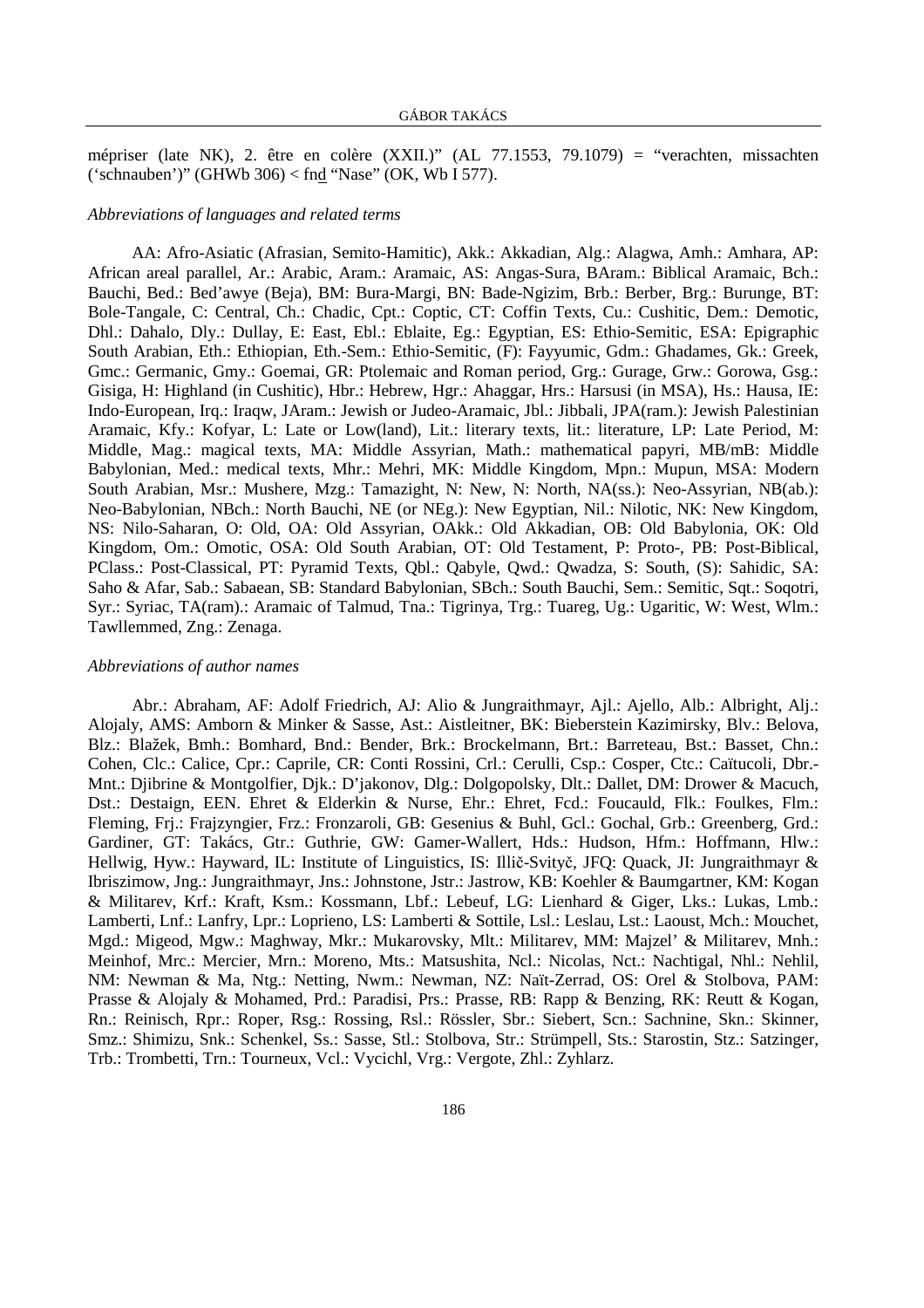mépriser (late NK), 2. être en colère (XXII.)" (AL 77.1553, 79.1079) = "verachten, missachten ('schnauben')" (GHWb 306) < fnḏ "Nase" (OK, Wb I 577).

### *Abbreviations of languages and related terms*

AA: Afro-Asiatic (Afrasian, Semito-Hamitic), Akk.: Akkadian, Alg.: Alagwa, Amh.: Amhara, AP: African areal parallel, Ar.: Arabic, Aram.: Aramaic, AS: Angas-Sura, BAram.: Biblical Aramaic, Bch.: Bauchi, Bed.: Bed'awye (Beja), BM: Bura-Margi, BN: Bade-Ngizim, Brb.: Berber, Brg.: Burunge, BT: Bole-Tangale, C: Central, Ch.: Chadic, Cpt.: Coptic, CT: Coffin Texts, Cu.: Cushitic, Dem.: Demotic, Dhl.: Dahalo, Dly.: Dullay, E: East, Ebl.: Eblaite, Eg.: Egyptian, ES: Ethio-Semitic, ESA: Epigraphic South Arabian, Eth.: Ethiopian, Eth.-Sem.: Ethio-Semitic, (F): Fayyumic, Gdm.: Ghadames, Gk.: Greek, Gmc.: Germanic, Gmy.: Goemai, GR: Ptolemaic and Roman period, Grg.: Gurage, Grw.: Gorowa, Gsg.: Gisiga, H: Highland (in Cushitic), Hbr.: Hebrew, Hgr.: Ahaggar, Hrs.: Harsusi (in MSA), Hs.: Hausa, IE: Indo-European, Irq.: Iraqw, JAram.: Jewish or Judeo-Aramaic, Jbl.: Jibbali, JPA(ram.): Jewish Palestinian Aramaic, Kfy.: Kofyar, L: Late or Low(land), Lit.: literary texts, lit.: literature, LP: Late Period, M: Middle, Mag.: magical texts, MA: Middle Assyrian, Math.: mathematical papyri, MB/mB: Middle Babylonian, Med.: medical texts, Mhr.: Mehri, MK: Middle Kingdom, Mpn.: Mupun, MSA: Modern South Arabian, Msr.: Mushere, Mzg.: Tamazight, N: New, N: North, NA(ss.): Neo-Assyrian, NB(ab.): Neo-Babylonian, NBch.: North Bauchi, NE (or NEg.): New Egyptian, Nil.: Nilotic, NK: New Kingdom, NS: Nilo-Saharan, O: Old, OA: Old Assyrian, OAkk.: Old Akkadian, OB: Old Babylonia, OK: Old Kingdom, Om.: Omotic, OSA: Old South Arabian, OT: Old Testament, P: Proto-, PB: Post-Biblical, PClass.: Post-Classical, PT: Pyramid Texts, Qbl.: Qabyle, Qwd.: Qwadza, S: South, (S): Sahidic, SA: Saho & Afar, Sab.: Sabaean, SB: Standard Babylonian, SBch.: South Bauchi, Sem.: Semitic, Sqt.: Soqotri, Syr.: Syriac, TA(ram.): Aramaic of Talmud, Tna.: Tigrinya, Trg.: Tuareg, Ug.: Ugaritic, W: West, Wlm.: Tawllemmed, Zng.: Zenaga.

### *Abbreviations of author names*

Abr.: Abraham, AF: Adolf Friedrich, AJ: Alio & Jungraithmayr, Ajl.: Ajello, Alb.: Albright, Alj.: Alojaly, AMS: Amborn & Minker & Sasse, Ast.: Aistleitner, BK: Bieberstein Kazimirsky, Blv.: Belova, Blz.: Blažek, Bmh.: Bomhard, Bnd.: Bender, Brk.: Brockelmann, Brt.: Barreteau, Bst.: Basset, Chn.: Cohen, Clc.: Calice, Cpr.: Caprile, CR: Conti Rossini, Crl.: Cerulli, Csp.: Cosper, Ctc.: Caïtucoli, Dbr.-Mnt.: Djibrine & Montgolfier, Djk.: D'jakonov, Dlg.: Dolgopolsky, Dlt.: Dallet, DM: Drower & Macuch, Dst.: Destaign, EEN. Ehret & Elderkin & Nurse, Ehr.: Ehret, Fcd.: Foucauld, Flk.: Foulkes, Flm.: Fleming, Frj.: Frajzyngier, Frz.: Fronzaroli, GB: Gesenius & Buhl, Gcl.: Gochal, Grb.: Greenberg, Grd.: Gardiner, GT: Takács, Gtr.: Guthrie, GW: Gamer-Wallert, Hds.: Hudson, Hfm.: Hoffmann, Hlw.: Hellwig, Hyw.: Hayward, IL: Institute of Linguistics, IS: Illič-Svityč, JFQ: Quack, JI: Jungraithmayr & Ibriszimow, Jng.: Jungraithmayr, Jns.: Johnstone, Jstr.: Jastrow, KB: Koehler & Baumgartner, KM: Kogan & Militarev, Krf.: Kraft, Ksm.: Kossmann, Lbf.: Lebeuf, LG: Lienhard & Giger, Lks.: Lukas, Lmb.: Lamberti, Lnf.: Lanfry, Lpr.: Loprieno, LS: Lamberti & Sottile, Lsl.: Leslau, Lst.: Laoust, Mch.: Mouchet, Mgd.: Migeod, Mgw.: Maghway, Mkr.: Mukarovsky, Mlt.: Militarev, MM: Majzel' & Militarev, Mnh.: Meinhof, Mrc.: Mercier, Mrn.: Moreno, Mts.: Matsushita, Ncl.: Nicolas, Nct.: Nachtigal, Nhl.: Nehlil, NM: Newman & Ma, Ntg.: Netting, Nwm.: Newman, NZ: Naït-Zerrad, OS: Orel & Stolbova, PAM: Prasse & Alojaly & Mohamed, Prd.: Paradisi, Prs.: Prasse, RB: Rapp & Benzing, RK: Reutt & Kogan, Rn.: Reinisch, Rpr.: Roper, Rsg.: Rossing, Rsl.: Rössler, Sbr.: Siebert, Scn.: Sachnine, Skn.: Skinner, Smz.: Shimizu, Snk.: Schenkel, Ss.: Sasse, Stl.: Stolbova, Str.: Strümpell, Sts.: Starostin, Stz.: Satzinger, Trb.: Trombetti, Trn.: Tourneux, Vcl.: Vycichl, Vrg.: Vergote, Zhl.: Zyhlarz.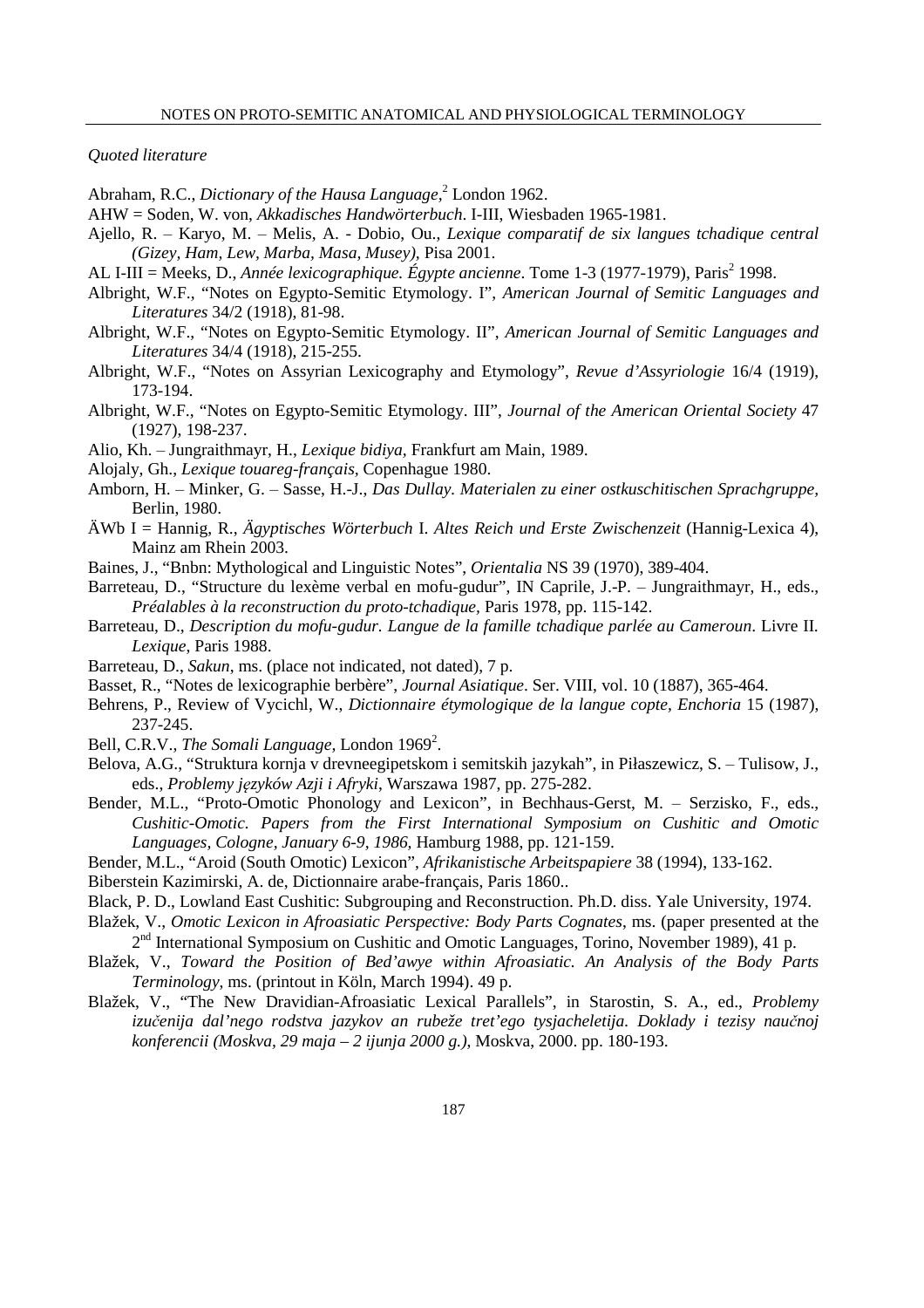*Quoted literature*

Abraham, R.C., *Dictionary of the Hausa Language*,[2] London 1962.

AHW = Soden, W. von, *Akkadisches Handwörterbuch*. I-III, Wiesbaden 1965-1981.

Ajello, R. – Karyo, M. – Melis, A. - Dobio, Ou., *Lexique comparatif de six langues tchadique central (Gizey, Ham, Lew, Marba, Masa, Musey)*, Pisa 2001.

AL I-III = Meeks, D., *Année lexicographique. Égypte ancienne*. Tome 1-3 (1977-1979), Paris[2] 1998.

Albright, W.F., "Notes on Egypto-Semitic Etymology. I", *American Journal of Semitic Languages and Literatures* 34/2 (1918), 81-98.

Albright, W.F., "Notes on Egypto-Semitic Etymology. II", *American Journal of Semitic Languages and Literatures* 34/4 (1918), 215-255.

Albright, W.F., "Notes on Assyrian Lexicography and Etymology", *Revue d'Assyriologie* 16/4 (1919), 173-194.

Albright, W.F., "Notes on Egypto-Semitic Etymology. III", *Journal of the American Oriental Society* 47 (1927), 198-237.

Alio, Kh. – Jungraithmayr, H., *Lexique bidiya*, Frankfurt am Main, 1989.

Alojaly, Gh., *Lexique touareg-français*, Copenhague 1980.

Amborn, H. – Minker, G. – Sasse, H.-J., *Das Dullay. Materialen zu einer ostkuschitischen Sprachgruppe*, Berlin, 1980.

ÄWb I = Hannig, R., *Ägyptisches Wörterbuch* I. *Altes Reich und Erste Zwischenzeit* (Hannig-Lexica 4), Mainz am Rhein 2003.

Baines, J., "Bnbn: Mythological and Linguistic Notes", *Orientalia* NS 39 (1970), 389-404.

Barreteau, D., "Structure du lexème verbal en mofu-gudur", IN Caprile, J.-P. – Jungraithmayr, H., eds., *Préalables à la reconstruction du proto-tchadique*, Paris 1978, pp. 115-142.

Barreteau, D., *Description du mofu-gudur. Langue de la famille tchadique parlée au Cameroun*. Livre II. *Lexique*, Paris 1988.

Barreteau, D., *Sakun*, ms. (place not indicated, not dated), 7 p.

Basset, R., "Notes de lexicographie berbère", *Journal Asiatique*. Ser. VIII, vol. 10 (1887), 365-464.

Behrens, P., Review of Vycichl, W., *Dictionnaire étymologique de la langue copte*, *Enchoria* 15 (1987), 237-245.

Bell, C.R.V., *The Somali Language*, London 1969[2].

Belova, A.G., "Struktura kornja v drevneegipetskom i semitskih jazykah", in Piłaszewicz, S. – Tulisow, J., eds., *Problemy języków Azji i Afryki*, Warszawa 1987, pp. 275-282.

Bender, M.L., "Proto-Omotic Phonology and Lexicon", in Bechhaus-Gerst, M. – Serzisko, F., eds., *Cushitic-Omotic. Papers from the First International Symposium on Cushitic and Omotic Languages, Cologne, January 6-9, 1986*, Hamburg 1988, pp. 121-159.

Bender, M.L., "Aroid (South Omotic) Lexicon", *Afrikanistische Arbeitspapiere* 38 (1994), 133-162.

Biberstein Kazimirski, A. de, Dictionnaire arabe-français, Paris 1860..

Black, P. D., Lowland East Cushitic: Subgrouping and Reconstruction. Ph.D. diss. Yale University, 1974.

Blažek, V., *Omotic Lexicon in Afroasiatic Perspective: Body Parts Cognates*, ms. (paper presented at the 2nd International Symposium on Cushitic and Omotic Languages, Torino, November 1989), 41 p.

Blažek, V., *Toward the Position of Bed'awye within Afroasiatic. An Analysis of the Body Parts Terminology*, ms. (printout in Köln, March 1994). 49 p.

Blažek, V., "The New Dravidian-Afroasiatic Lexical Parallels", in Starostin, S. A., ed., *Problemy izučenija dal'nego rodstva jazykov an rubeže tret'ego tysjacheletija. Doklady i tezisy naučnoj konferencii (Moskva, 29 maja – 2 ijunja 2000 g.)*, Moskva, 2000. pp. 180-193.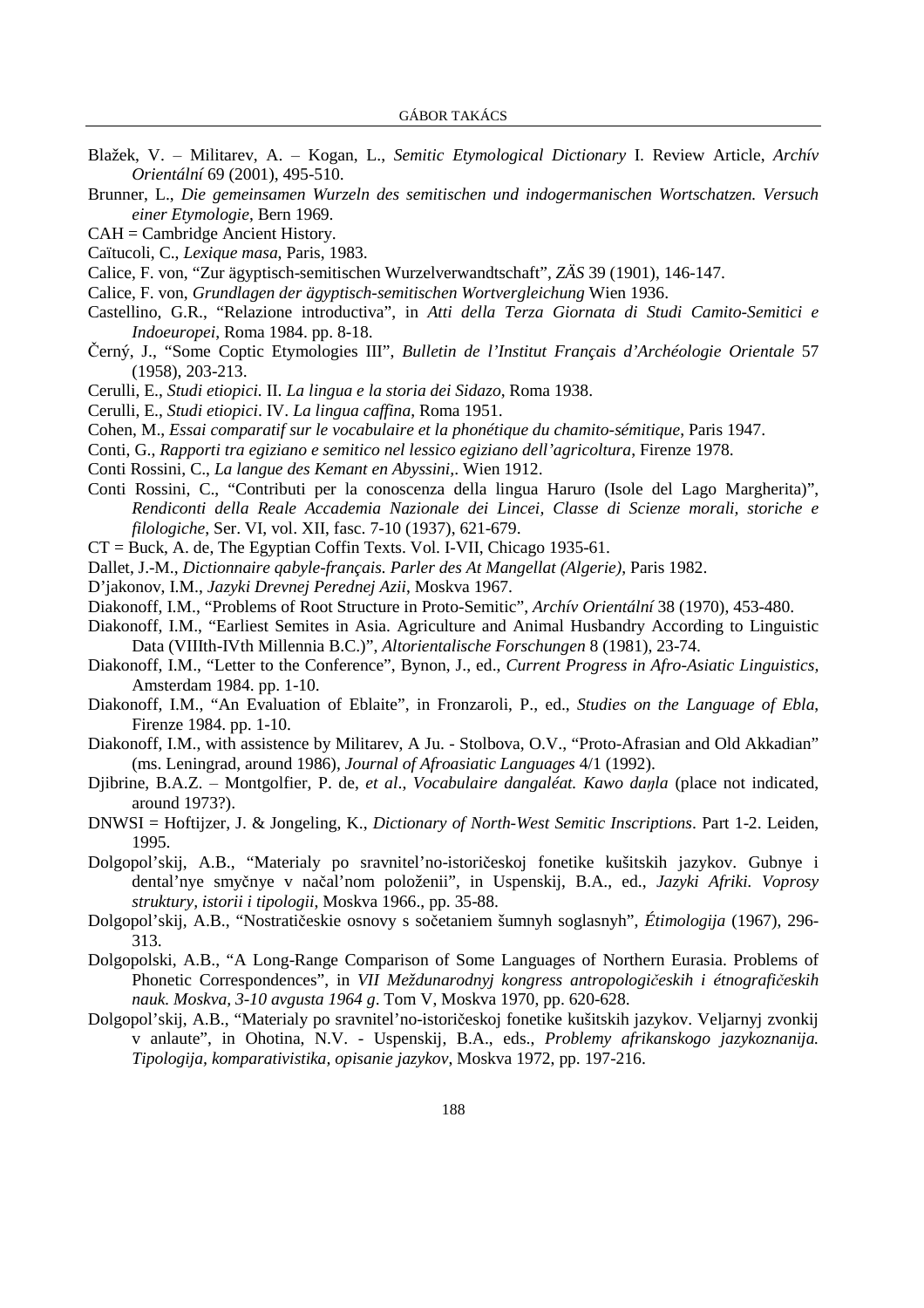Blažek, V. – Militarev, A. – Kogan, L., *Semitic Etymological Dictionary* I. Review Article, *Archív Orientální* 69 (2001), 495-510.

Brunner, L., *Die gemeinsamen Wurzeln des semitischen und indogermanischen Wortschatzen. Versuch einer Etymologie*, Bern 1969.

CAH = Cambridge Ancient History.

Caïtucoli, C., *Lexique masa*, Paris, 1983.

Calice, F. von, "Zur ägyptisch-semitischen Wurzelverwandtschaft", *ZÄS* 39 (1901), 146-147.

Calice, F. von, *Grundlagen der ägyptisch-semitischen Wortvergleichung* Wien 1936.

Castellino, G.R., "Relazione introductiva", in *Atti della Terza Giornata di Studi Camito-Semitici e Indoeuropei*, Roma 1984. pp. 8-18.

Černý, J., "Some Coptic Etymologies III", *Bulletin de l'Institut Français d'Archéologie Orientale* 57 (1958), 203-213.

Cerulli, E., *Studi etiopici.* II. *La lingua e la storia dei Sidazo*, Roma 1938.

Cerulli, E., *Studi etiopici*. IV. *La lingua caffina*, Roma 1951.

Cohen, M., *Essai comparatif sur le vocabulaire et la phonétique du chamito-sémitique*, Paris 1947.

Conti, G., *Rapporti tra egiziano e semitico nel lessico egiziano dell'agricoltura*, Firenze 1978.

Conti Rossini, C., *La langue des Kemant en Abyssini*,. Wien 1912.

Conti Rossini, C., "Contributi per la conoscenza della lingua Haruro (Isole del Lago Margherita)", *Rendiconti della Reale Accademia Nazionale dei Lincei, Classe di Scienze morali, storiche e filologiche*, Ser. VI, vol. XII, fasc. 7-10 (1937), 621-679.

CT = Buck, A. de, The Egyptian Coffin Texts. Vol. I-VII, Chicago 1935-61.

Dallet, J.-M., *Dictionnaire qabyle-français. Parler des At Mangellat (Algerie)*, Paris 1982.

D'jakonov, I.M., *Jazyki Drevnej Perednej Azii*, Moskva 1967.

Diakonoff, I.M., "Problems of Root Structure in Proto-Semitic", *Archív Orientální* 38 (1970), 453-480.

Diakonoff, I.M., "Earliest Semites in Asia. Agriculture and Animal Husbandry According to Linguistic Data (VIIIth-IVth Millennia B.C.)", *Altorientalische Forschungen* 8 (1981), 23-74.

Diakonoff, I.M., "Letter to the Conference", Bynon, J., ed., *Current Progress in Afro-Asiatic Linguistics*, Amsterdam 1984. pp. 1-10.

Diakonoff, I.M., "An Evaluation of Eblaite", in Fronzaroli, P., ed., *Studies on the Language of Ebla*, Firenze 1984. pp. 1-10.

Diakonoff, I.M., with assistence by Militarev, A Ju. - Stolbova, O.V., "Proto-Afrasian and Old Akkadian" (ms. Leningrad, around 1986), *Journal of Afroasiatic Languages* 4/1 (1992).

Djibrine, B.A.Z. – Montgolfier, P. de, *et al*., *Vocabulaire dangaléat. Kawo daŋla* (place not indicated, around 1973?).

DNWSI = Hoftijzer, J. & Jongeling, K., *Dictionary of North-West Semitic Inscriptions*. Part 1-2. Leiden, 1995.

Dolgopol'skij, A.B., "Materialy po sravnitel'no-istoričeskoj fonetike kušitskih jazykov. Gubnye i dental'nye smyčnye v načal'nom položenii", in Uspenskij, B.A., ed., *Jazyki Afriki. Voprosy struktury, istorii i tipologii*, Moskva 1966., pp. 35-88.

Dolgopol'skij, A.B., "Nostratičeskie osnovy s sočetaniem šumnyh soglasnyh", *Étimologija* (1967), 296-313.

Dolgopolski, A.B., "A Long-Range Comparison of Some Languages of Northern Eurasia. Problems of Phonetic Correspondences", in *VII Meždunarodnyj kongress antropologičeskih i étnografičeskih nauk. Moskva, 3-10 avgusta 1964 g*. Tom V, Moskva 1970, pp. 620-628.

Dolgopol'skij, A.B., "Materialy po sravnitel'no-istoričeskoj fonetike kušitskih jazykov. Veljarnyj zvonkij v anlaute", in Ohotina, N.V. - Uspenskij, B.A., eds., *Problemy afrikanskogo jazykoznanija. Tipologija, komparativistika, opisanie jazykov*, Moskva 1972, pp. 197-216.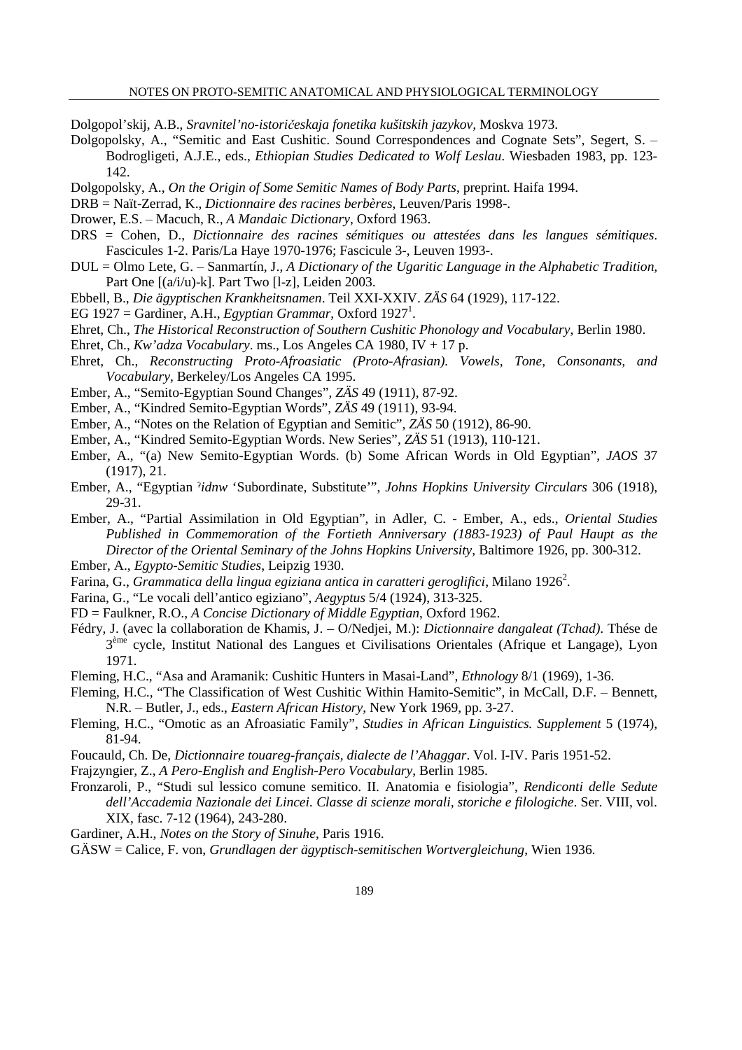Dolgopol'skij, A.B., *Sravnitel'no-istoričeskaja fonetika kušitskih jazykov*, Moskva 1973.

Dolgopolsky, A., "Semitic and East Cushitic. Sound Correspondences and Cognate Sets", Segert, S. – Bodrogligeti, A.J.E., eds., *Ethiopian Studies Dedicated to Wolf Leslau*. Wiesbaden 1983, pp. 123-142.

Dolgopolsky, A., *On the Origin of Some Semitic Names of Body Parts*, preprint. Haifa 1994.

DRB = Naït-Zerrad, K., *Dictionnaire des racines berbères*, Leuven/Paris 1998-.

Drower, E.S. – Macuch, R., *A Mandaic Dictionary*, Oxford 1963.

DRS = Cohen, D., *Dictionnaire des racines sémitiques ou attestées dans les langues sémitiques*. Fascicules 1-2. Paris/La Haye 1970-1976; Fascicule 3-, Leuven 1993-.

DUL = Olmo Lete, G. – Sanmartín, J., *A Dictionary of the Ugaritic Language in the Alphabetic Tradition*, Part One [(a/i/u)-k]. Part Two [l-z], Leiden 2003.

Ebbell, B., *Die ägyptischen Krankheitsnamen*. Teil XXI-XXIV. *ZÄS* 64 (1929), 117-122.

EG 1927 = Gardiner, A.H., *Egyptian Grammar*, Oxford 1927[1].

Ehret, Ch., *The Historical Reconstruction of Southern Cushitic Phonology and Vocabulary*, Berlin 1980.

Ehret, Ch., *Kw'adza Vocabulary*. ms., Los Angeles CA 1980, IV + 17 p.

Ehret, Ch., *Reconstructing Proto-Afroasiatic (Proto-Afrasian). Vowels, Tone, Consonants, and Vocabulary*, Berkeley/Los Angeles CA 1995.

Ember, A., "Semito-Egyptian Sound Changes", *ZÄS* 49 (1911), 87-92.

Ember, A., "Kindred Semito-Egyptian Words", *ZÄS* 49 (1911), 93-94.

Ember, A., "Notes on the Relation of Egyptian and Semitic", *ZÄS* 50 (1912), 86-90.

Ember, A., "Kindred Semito-Egyptian Words. New Series", *ZÄS* 51 (1913), 110-121.

Ember, A., "(a) New Semito-Egyptian Words. (b) Some African Words in Old Egyptian", *JAOS* 37 (1917), 21.

Ember, A., "Egyptian *ʾidnw* 'Subordinate, Substitute'", *Johns Hopkins University Circulars* 306 (1918), 29-31.

Ember, A., "Partial Assimilation in Old Egyptian", in Adler, C. - Ember, A., eds., *Oriental Studies Published in Commemoration of the Fortieth Anniversary (1883-1923) of Paul Haupt as the Director of the Oriental Seminary of the Johns Hopkins University*, Baltimore 1926, pp. 300-312.

Ember, A., *Egypto-Semitic Studies*, Leipzig 1930.

Farina, G., *Grammatica della lingua egiziana antica in caratteri geroglifici*, Milano 1926[2].

Farina, G., "Le vocali dell'antico egiziano", *Aegyptus* 5/4 (1924), 313-325.

FD = Faulkner, R.O., *A Concise Dictionary of Middle Egyptian*, Oxford 1962.

Fédry, J. (avec la collaboration de Khamis, J. – O/Nedjei, M.): *Dictionnaire dangaleat (Tchad)*. Thése de 3[ème] cycle, Institut National des Langues et Civilisations Orientales (Afrique et Langage), Lyon 1971.

Fleming, H.C., "Asa and Aramanik: Cushitic Hunters in Masai-Land", *Ethnology* 8/1 (1969), 1-36.

Fleming, H.C., "The Classification of West Cushitic Within Hamito-Semitic", in McCall, D.F. – Bennett, N.R. – Butler, J., eds., *Eastern African History*, New York 1969, pp. 3-27.

Fleming, H.C., "Omotic as an Afroasiatic Family", *Studies in African Linguistics. Supplement* 5 (1974), 81-94.

Foucauld, Ch. De, *Dictionnaire touareg-français, dialecte de l'Ahaggar*. Vol. I-IV. Paris 1951-52.

Frajzyngier, Z., *A Pero-English and English-Pero Vocabulary*, Berlin 1985.

Fronzaroli, P., "Studi sul lessico comune semitico. II. Anatomia e fisiologia", *Rendiconti delle Sedute dell'Accademia Nazionale dei Lincei. Classe di scienze morali, storiche e filologiche*. Ser. VIII, vol. XIX, fasc. 7-12 (1964), 243-280.

Gardiner, A.H., *Notes on the Story of Sinuhe*, Paris 1916.

GÄSW = Calice, F. von, *Grundlagen der ägyptisch-semitischen Wortvergleichung*, Wien 1936.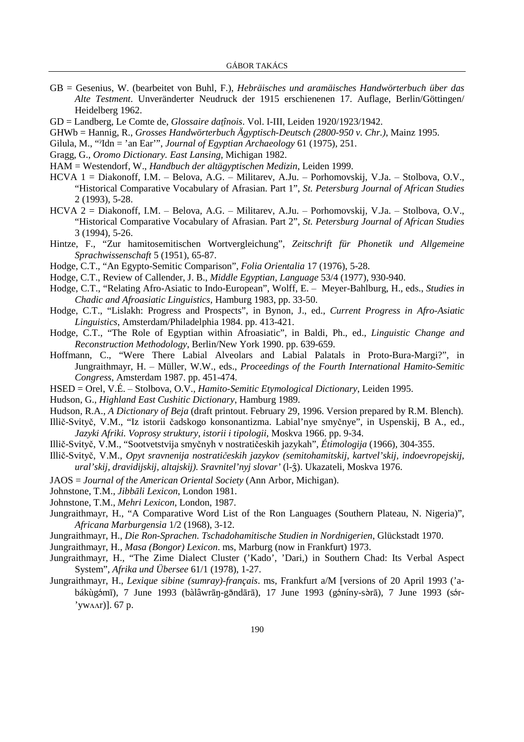GB = Gesenius, W. (bearbeitet von Buhl, F.), *Hebräisches und aramäisches Handwörterbuch über das Alte Testment*. Unveränderter Neudruck der 1915 erschienenen 17. Auflage, Berlin/Göttingen/ Heidelberg 1962.

GD = Landberg, Le Comte de, *Glossaire daṯînois*. Vol. I-III, Leiden 1920/1923/1942.

GHWb = Hannig, R., *Grosses Handwörterbuch Ägyptisch-Deutsch (2800-950 v. Chr.)*, Mainz 1995.

Gilula, M., "ˀIdn = 'an Ear'", *Journal of Egyptian Archaeology* 61 (1975), 251.

Gragg, G., *Oromo Dictionary. East Lansing*, Michigan 1982.

HAM = Westendorf, W., *Handbuch der altägyptischen Medizin*, Leiden 1999.

HCVA 1 = Diakonoff, I.M. – Belova, A.G. – Militarev, A.Ju. – Porhomovskij, V.Ja. – Stolbova, O.V., "Historical Comparative Vocabulary of Afrasian. Part 1", *St. Petersburg Journal of African Studies* 2 (1993), 5-28.

HCVA 2 = Diakonoff, I.M. – Belova, A.G. – Militarev, A.Ju. – Porhomovskij, V.Ja. – Stolbova, O.V., "Historical Comparative Vocabulary of Afrasian. Part 2", *St. Petersburg Journal of African Studies* 3 (1994), 5-26.

Hintze, F., "Zur hamitosemitischen Wortvergleichung", *Zeitschrift für Phonetik und Allgemeine Sprachwissenschaft* 5 (1951), 65-87.

Hodge, C.T., "An Egypto-Semitic Comparison", *Folia Orientalia* 17 (1976), 5-28.

Hodge, C.T., Review of Callender, J. B., *Middle Egyptian*, *Language* 53/4 (1977), 930-940.

Hodge, C.T., "Relating Afro-Asiatic to Indo-European", Wolff, E. – Meyer-Bahlburg, H., eds., *Studies in Chadic and Afroasiatic Linguistics*, Hamburg 1983, pp. 33-50.

Hodge, C.T., "Lislakh: Progress and Prospects", in Bynon, J., ed., *Current Progress in Afro-Asiatic Linguistics*, Amsterdam/Philadelphia 1984. pp. 413-421.

Hodge, C.T., "The Role of Egyptian within Afroasiatic", in Baldi, Ph., ed., *Linguistic Change and Reconstruction Methodology*, Berlin/New York 1990. pp. 639-659.

Hoffmann, C., "Were There Labial Alveolars and Labial Palatals in Proto-Bura-Margi?", in Jungraithmayr, H. – Müller, W.W., eds., *Proceedings of the Fourth International Hamito-Semitic Congress*, Amsterdam 1987. pp. 451-474.

HSED = Orel, V.É. – Stolbova, O.V., *Hamito-Semitic Etymological Dictionary*, Leiden 1995.

Hudson, G., *Highland East Cushitic Dictionary*, Hamburg 1989.

Hudson, R.A., *A Dictionary of Beja* (draft printout. February 29, 1996. Version prepared by R.M. Blench).

Illič-Svityč, V.M., "Iz istorii čadskogo konsonantizma. Labial'nye smyčnye", in Uspenskij, B A., ed., *Jazyki Afriki. Voprosy struktury, istorii i tipologii*, Moskva 1966. pp. 9-34.

Illič-Svityč, V.M., "Sootvetstvija smyčnyh v nostratičeskih jazykah", *Étimologija* (1966), 304-355.

Illič-Svityč, V.M., *Opyt sravnenija nostratičeskih jazykov (semitohamitskij, kartvel'skij, indoevropejskij, ural'skij, dravidijskij, altajskij). Sravnitel'nyj slovar'* (l-ǯ). Ukazateli, Moskva 1976.

JAOS = *Journal of the American Oriental Society* (Ann Arbor, Michigan).

Johnstone, T.M., *Jibbāli Lexicon*, London 1981.

Johnstone, T.M., *Mehri Lexicon*, London, 1987.

Jungraithmayr, H., "A Comparative Word List of the Ron Languages (Southern Plateau, N. Nigeria)", *Africana Marburgensia* 1/2 (1968), 3-12.

Jungraithmayr, H., *Die Ron-Sprachen. Tschadohamitische Studien in Nordnigerien*, Glückstadt 1970.

Jungraithmayr, H., *Masa (Bongor) Lexicon*. ms, Marburg (now in Frankfurt) 1973.

Jungraithmayr, H., "The Zime Dialect Cluster ('Kado', 'Dari,) in Southern Chad: Its Verbal Aspect System", *Afrika und Übersee* 61/1 (1978), 1-27.

Jungraithmayr, H., *Lexique sibine (sumray)-français*. ms, Frankfurt a/M [versions of 20 April 1993 ('a-bákùgə́mī), 7 June 1993 (bàlâwrāŋ-gə̄ndārā), 17 June 1993 (gə́níny-sə̀rā), 7 June 1993 (sə́r-'ywʌʌr)]. 67 p.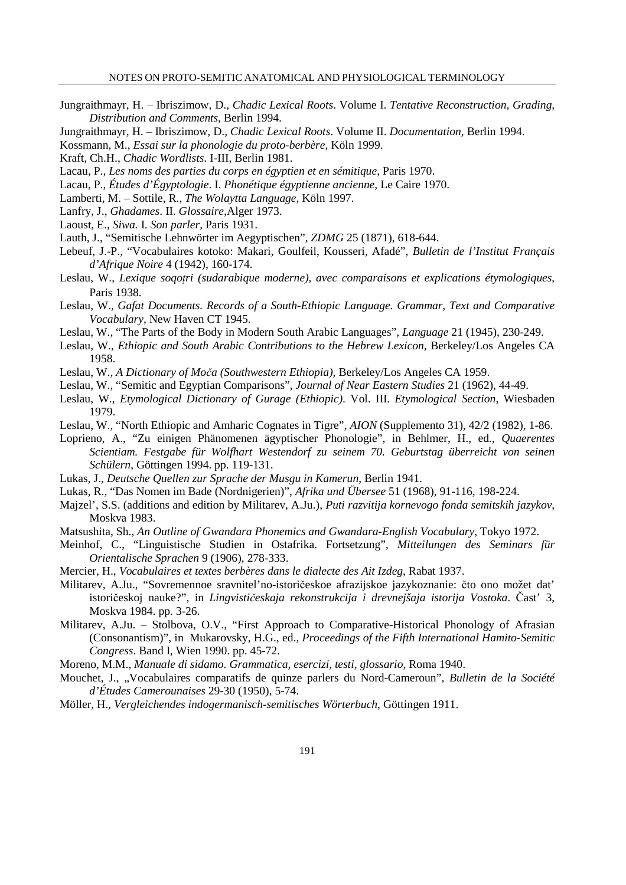Jungraithmayr, H. – Ibriszimow, D., *Chadic Lexical Roots*. Volume I. *Tentative Reconstruction, Grading, Distribution and Comments*, Berlin 1994.

Jungraithmayr, H. – Ibriszimow, D., *Chadic Lexical Roots*. Volume II. *Documentation*, Berlin 1994.

Kossmann, M., *Essai sur la phonologie du proto-berbère*, Köln 1999.

Kraft, Ch.H., *Chadic Wordlists*. I-III, Berlin 1981.

Lacau, P., *Les noms des parties du corps en égyptien et en sémitique*, Paris 1970.

Lacau, P., *Études d'Égyptologie*. I. *Phonétique égyptienne ancienne*, Le Caire 1970.

Lamberti, M. – Sottile, R., *The Wolaytta Language*, Köln 1997.

Lanfry, J., *Ghadames*. II. *Glossaire*,Alger 1973.

Laoust, E., *Siwa.* I. *Son parler*, Paris 1931.

Lauth, J., "Semitische Lehnwörter im Aegyptischen", *ZDMG* 25 (1871), 618-644.

Lebeuf, J.-P., "Vocabulaires kotoko: Makari, Goulfeil, Kousseri, Afadé", *Bulletin de l'Institut Français d'Afrique Noire* 4 (1942), 160-174.

Leslau, W., *Lexique soqoṭri (sudarabique moderne), avec comparaisons et explications étymologiques*, Paris 1938.

Leslau, W., *Gafat Documents. Records of a South-Ethiopic Language. Grammar, Text and Comparative Vocabulary*, New Haven CT 1945.

Leslau, W., "The Parts of the Body in Modern South Arabic Languages", *Language* 21 (1945), 230-249.

Leslau, W., *Ethiopic and South Arabic Contributions to the Hebrew Lexicon*, Berkeley/Los Angeles CA 1958.

Leslau, W., *A Dictionary of Moča (Southwestern Ethiopia)*, Berkeley/Los Angeles CA 1959.

Leslau, W., "Semitic and Egyptian Comparisons", *Journal of Near Eastern Studies* 21 (1962), 44-49.

Leslau, W., *Etymological Dictionary of Gurage (Ethiopic)*. Vol. III. *Etymological Section*, Wiesbaden 1979.

Leslau, W., "North Ethiopic and Amharic Cognates in Tigre", *AION* (Supplemento 31), 42/2 (1982), 1-86.

Loprieno, A., "Zu einigen Phänomenen ägyptischer Phonologie", in Behlmer, H., ed., *Quaerentes Scientiam. Festgabe für Wolfhart Westendorf zu seinem 70. Geburtstag überreicht von seinen Schülern*, Göttingen 1994. pp. 119-131.

Lukas, J., *Deutsche Quellen zur Sprache der Musgu in Kamerun*, Berlin 1941.

Lukas, R., "Das Nomen im Bade (Nordnigerien)", *Afrika und Übersee* 51 (1968), 91-116, 198-224.

Majzel', S.S. (additions and edition by Militarev, A.Ju.), *Puti razvitija kornevogo fonda semitskih jazykov*, Moskva 1983.

Matsushita, Sh., *An Outline of Gwandara Phonemics and Gwandara-English Vocabulary*, Tokyo 1972.

Meinhof, C., "Linguistische Studien in Ostafrika. Fortsetzung", *Mitteilungen des Seminars für Orientalische Sprachen* 9 (1906), 278-333.

Mercier, H., *Vocabulaires et textes berbères dans le dialecte des Ait Izdeg*, Rabat 1937.

Militarev, A.Ju., "Sovremennoe sravnitel'no-istoričeskoe afrazijskoe jazykoznanie: čto ono možet dat' istoričeskoj nauke?", in *Lingvističeskaja rekonstrukcija i drevnejšaja istorija Vostoka*. Čast' 3, Moskva 1984. pp. 3-26.

Militarev, A.Ju. – Stolbova, O.V., "First Approach to Comparative-Historical Phonology of Afrasian (Consonantism)", in Mukarovsky, H.G., ed., *Proceedings of the Fifth International Hamito-Semitic Congress*. Band I, Wien 1990. pp. 45-72.

Moreno, M.M., *Manuale di sidamo. Grammatica, esercizi, testi, glossario*, Roma 1940.

Mouchet, J., „Vocabulaires comparatifs de quinze parlers du Nord-Cameroun", *Bulletin de la Société d'Études Camerounaises* 29-30 (1950), 5-74.

Möller, H., *Vergleichendes indogermanisch-semitisches Wörterbuch*, Göttingen 1911.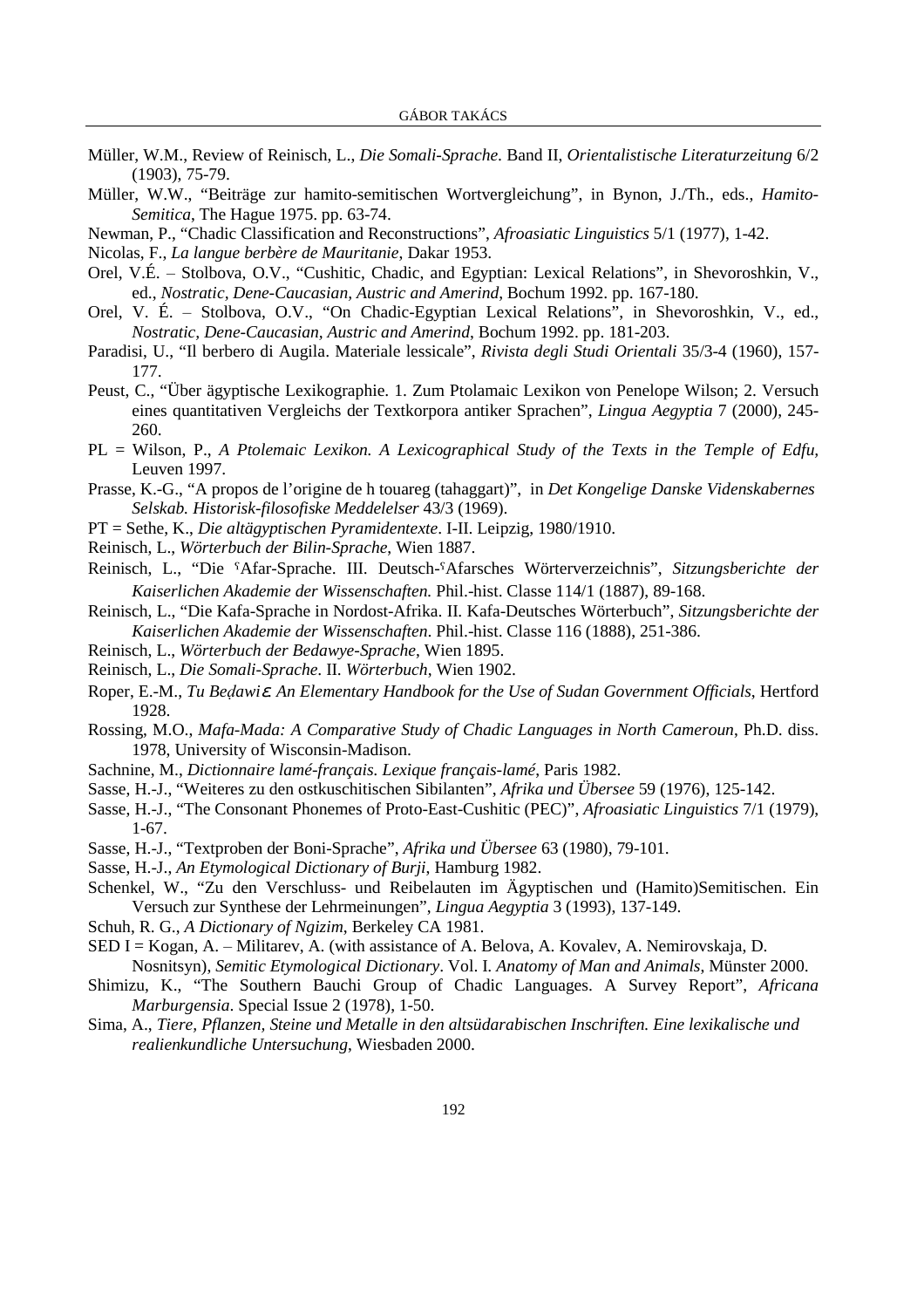Müller, W.M., Review of Reinisch, L., *Die Somali-Sprache*. Band II, *Orientalistische Literaturzeitung* 6/2 (1903), 75-79.

Müller, W.W., "Beiträge zur hamito-semitischen Wortvergleichung", in Bynon, J./Th., eds., *Hamito-Semitica*, The Hague 1975. pp. 63-74.

Newman, P., "Chadic Classification and Reconstructions", *Afroasiatic Linguistics* 5/1 (1977), 1-42.

Nicolas, F., *La langue berbère de Mauritanie*, Dakar 1953.

Orel, V.É. – Stolbova, O.V., "Cushitic, Chadic, and Egyptian: Lexical Relations", in Shevoroshkin, V., ed., *Nostratic, Dene-Caucasian, Austric and Amerind*, Bochum 1992. pp. 167-180.

Orel, V. É. – Stolbova, O.V., "On Chadic-Egyptian Lexical Relations", in Shevoroshkin, V., ed., *Nostratic, Dene-Caucasian, Austric and Amerind*, Bochum 1992. pp. 181-203.

Paradisi, U., "Il berbero di Augila. Materiale lessicale", *Rivista degli Studi Orientali* 35/3-4 (1960), 157-177.

Peust, C., "Über ägyptische Lexikographie. 1. Zum Ptolamaic Lexikon von Penelope Wilson; 2. Versuch eines quantitativen Vergleichs der Textkorpora antiker Sprachen", *Lingua Aegyptia* 7 (2000), 245-260.

PL = Wilson, P., *A Ptolemaic Lexikon. A Lexicographical Study of the Texts in the Temple of Edfu*, Leuven 1997.

Prasse, K.-G., "A propos de l'origine de h touareg (tahaggart)", in *Det Kongelige Danske Videnskabernes Selskab. Historisk-filosofiske Meddelelser* 43/3 (1969).

PT = Sethe, K., *Die altägyptischen Pyramidentexte*. I-II. Leipzig, 1980/1910.

Reinisch, L., *Wörterbuch der Bilin-Sprache*, Wien 1887.

Reinisch, L., "Die ˁAfar-Sprache. III. Deutsch-ˁAfarsches Wörterverzeichnis", *Sitzungsberichte der Kaiserlichen Akademie der Wissenschaften.* Phil.-hist. Classe 114/1 (1887), 89-168.

Reinisch, L., "Die Kafa-Sprache in Nordost-Afrika. II. Kafa-Deutsches Wörterbuch", *Sitzungsberichte der Kaiserlichen Akademie der Wissenschaften*. Phil.-hist. Classe 116 (1888), 251-386.

Reinisch, L., *Wörterbuch der Bedawye-Sprache*, Wien 1895.

Reinisch, L., *Die Somali-Sprache*. II. *Wörterbuch*, Wien 1902.

Roper, E.-M., *Tu Beḍawiɛ An Elementary Handbook for the Use of Sudan Government Officials*, Hertford 1928.

Rossing, M.O., *Mafa-Mada: A Comparative Study of Chadic Languages in North Cameroun*, Ph.D. diss. 1978, University of Wisconsin-Madison.

Sachnine, M., *Dictionnaire lamé-français. Lexique français-lamé*, Paris 1982.

Sasse, H.-J., "Weiteres zu den ostkuschitischen Sibilanten", *Afrika und Übersee* 59 (1976), 125-142.

Sasse, H.-J., "The Consonant Phonemes of Proto-East-Cushitic (PEC)", *Afroasiatic Linguistics* 7/1 (1979), 1-67.

Sasse, H.-J., "Textproben der Boni-Sprache", *Afrika und Übersee* 63 (1980), 79-101.

Sasse, H.-J., *An Etymological Dictionary of Burji*, Hamburg 1982.

Schenkel, W., "Zu den Verschluss- und Reibelauten im Ägyptischen und (Hamito)Semitischen. Ein Versuch zur Synthese der Lehrmeinungen", *Lingua Aegyptia* 3 (1993), 137-149.

Schuh, R. G., *A Dictionary of Ngizim*, Berkeley CA 1981.

SED I = Kogan, A. – Militarev, A. (with assistance of A. Belova, A. Kovalev, A. Nemirovskaja, D. Nosnitsyn), *Semitic Etymological Dictionary*. Vol. I. *Anatomy of Man and Animals*, Münster 2000.

Shimizu, K., "The Southern Bauchi Group of Chadic Languages. A Survey Report", *Africana Marburgensia*. Special Issue 2 (1978), 1-50.

Sima, A., *Tiere, Pflanzen, Steine und Metalle in den altsüdarabischen Inschriften. Eine lexikalische und realienkundliche Untersuchung*, Wiesbaden 2000.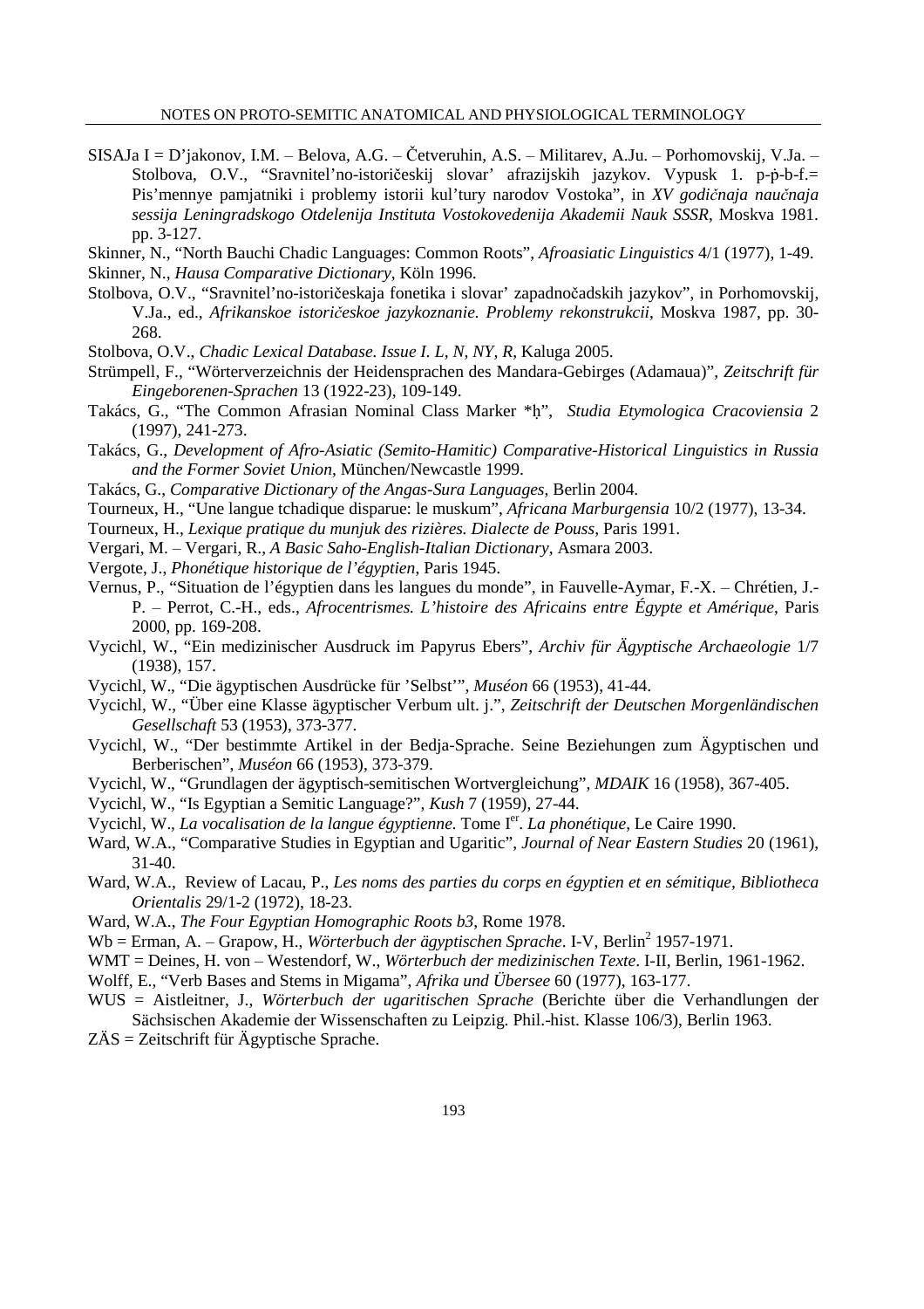SISAJa I = D'jakonov, I.M. – Belova, A.G. – Četveruhin, A.S. – Militarev, A.Ju. – Porhomovskij, V.Ja. – Stolbova, O.V., "Sravnitel'no-istoričeskij slovar' afrazijskih jazykov. Vypusk 1. p-ṗ-b-f.= Pis'mennye pamjatniki i problemy istorii kul'tury narodov Vostoka", in *XV godičnaja naučnaja sessija Leningradskogo Otdelenija Instituta Vostokovedenija Akademii Nauk SSSR*, Moskva 1981. pp. 3-127.

Skinner, N., "North Bauchi Chadic Languages: Common Roots", *Afroasiatic Linguistics* 4/1 (1977), 1-49.

Skinner, N., *Hausa Comparative Dictionary*, Köln 1996.

Stolbova, O.V., "Sravnitel'no-istoričeskaja fonetika i slovar' zapadnočadskih jazykov", in Porhomovskij, V.Ja., ed., *Afrikanskoe istoričeskoe jazykoznanie. Problemy rekonstrukcii*, Moskva 1987, pp. 30-268.

Stolbova, O.V., *Chadic Lexical Database. Issue I. L, N, NY, R*, Kaluga 2005.

Strümpell, F., "Wörterverzeichnis der Heidensprachen des Mandara-Gebirges (Adamaua)", *Zeitschrift für Eingeborenen-Sprachen* 13 (1922-23), 109-149.

Takács, G., "The Common Afrasian Nominal Class Marker *ḫ", *Studia Etymologica Cracoviensia* 2 (1997), 241-273.

Takács, G., *Development of Afro-Asiatic (Semito-Hamitic) Comparative-Historical Linguistics in Russia and the Former Soviet Union*, München/Newcastle 1999.

Takács, G., *Comparative Dictionary of the Angas-Sura Languages*, Berlin 2004.

Tourneux, H., "Une langue tchadique disparue: le muskum", *Africana Marburgensia* 10/2 (1977), 13-34.

Tourneux, H., *Lexique pratique du munjuk des rizières. Dialecte de Pouss*, Paris 1991.

Vergari, M. – Vergari, R., *A Basic Saho-English-Italian Dictionary*, Asmara 2003.

Vergote, J., *Phonétique historique de l'égyptien*, Paris 1945.

Vernus, P., "Situation de l'égyptien dans les langues du monde", in Fauvelle-Aymar, F.-X. – Chrétien, J.-P. – Perrot, C.-H., eds., *Afrocentrismes. L'histoire des Africains entre Égypte et Amérique*, Paris 2000, pp. 169-208.

Vycichl, W., "Ein medizinischer Ausdruck im Papyrus Ebers", *Archiv für Ägyptische Archaeologie* 1/7 (1938), 157.

Vycichl, W., "Die ägyptischen Ausdrücke für 'Selbst'", *Muséon* 66 (1953), 41-44.

Vycichl, W., "Über eine Klasse ägyptischer Verbum ult. j.", *Zeitschrift der Deutschen Morgenländischen Gesellschaft* 53 (1953), 373-377.

Vycichl, W., "Der bestimmte Artikel in der Bedja-Sprache. Seine Beziehungen zum Ägyptischen und Berberischen", *Muséon* 66 (1953), 373-379.

Vycichl, W., "Grundlagen der ägyptisch-semitischen Wortvergleichung", *MDAIK* 16 (1958), 367-405.

Vycichl, W., "Is Egyptian a Semitic Language?", *Kush* 7 (1959), 27-44.

Vycichl, W., *La vocalisation de la langue égyptienne.* Tome I[er]. *La phonétique*, Le Caire 1990.

Ward, W.A., "Comparative Studies in Egyptian and Ugaritic", *Journal of Near Eastern Studies* 20 (1961), 31-40.

Ward, W.A., Review of Lacau, P., *Les noms des parties du corps en égyptien et en sémitique, Bibliotheca Orientalis* 29/1-2 (1972), 18-23.

Ward, W.A., *The Four Egyptian Homographic Roots b3*, Rome 1978.

Wb = Erman, A. – Grapow, H., *Wörterbuch der ägyptischen Sprache*. I-V, Berlin[2] 1957-1971.

WMT = Deines, H. von – Westendorf, W., *Wörterbuch der medizinischen Texte*. I-II, Berlin, 1961-1962.

Wolff, E., "Verb Bases and Stems in Migama", *Afrika und Übersee* 60 (1977), 163-177.

WUS = Aistleitner, J., *Wörterbuch der ugaritischen Sprache* (Berichte über die Verhandlungen der Sächsischen Akademie der Wissenschaften zu Leipzig. Phil.-hist. Klasse 106/3), Berlin 1963.

ZÄS = Zeitschrift für Ägyptische Sprache.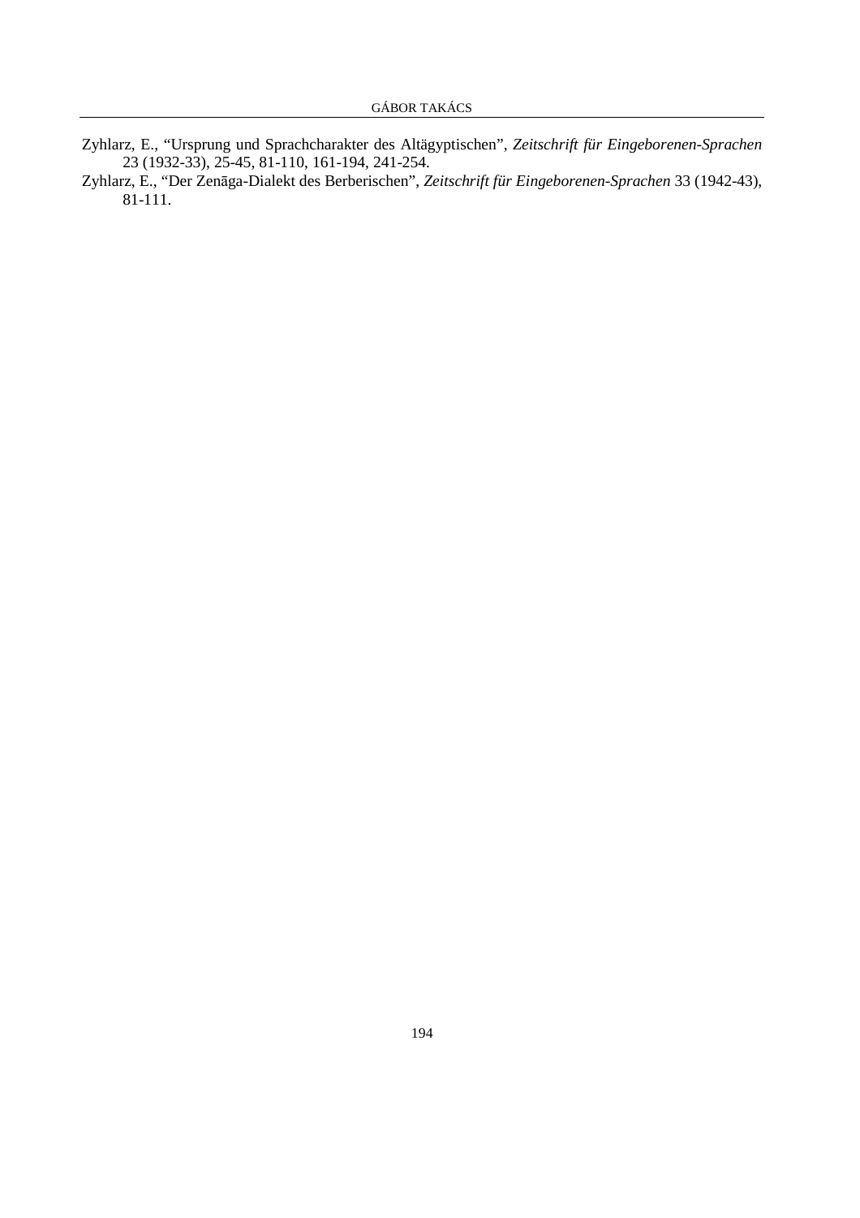Zyhlarz, E., "Ursprung und Sprachcharakter des Altägyptischen", *Zeitschrift für Eingeborenen-Sprachen* 23 (1932-33), 25-45, 81-110, 161-194, 241-254.

Zyhlarz, E., "Der Zenāga-Dialekt des Berberischen", *Zeitschrift für Eingeborenen-Sprachen* 33 (1942-43), 81-111.